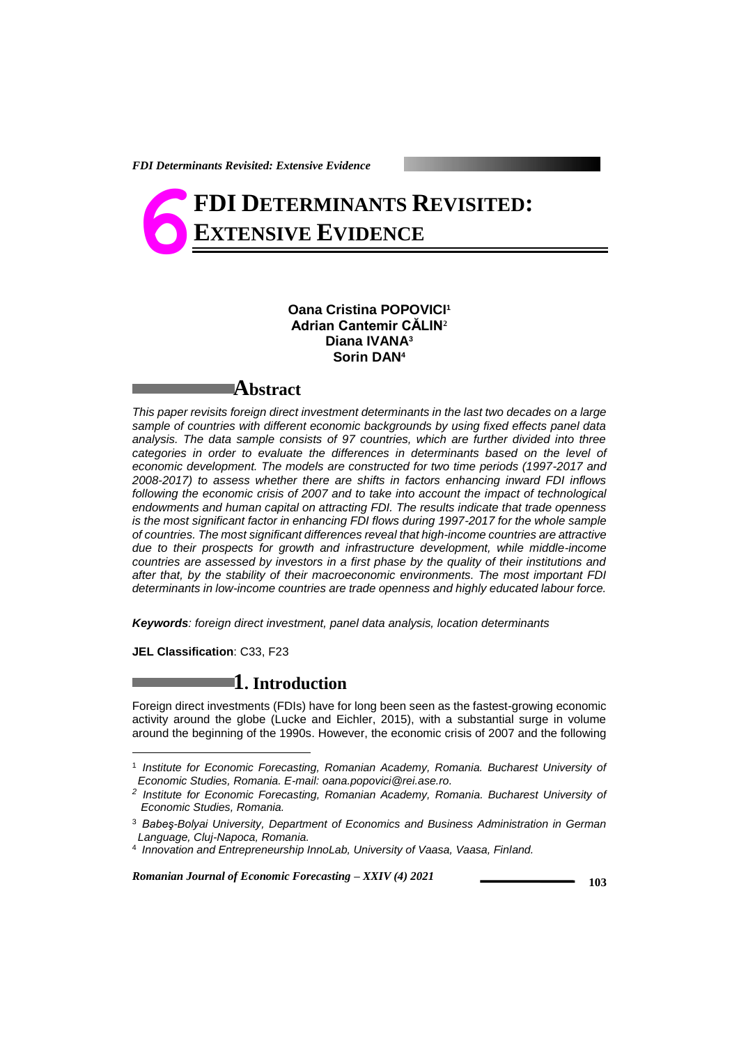# 6 FDI DETERMINANTS REVISITED: EXTENSIVE EVIDENCE

**Oana Cristina POPOVICI**[1]
**Adrian Cantemir CĂLIN**[2]
**Diana IVANA**[3]
**Sorin DAN**[4]

## Abstract

*This paper revisits foreign direct investment determinants in the last two decades on a large sample of countries with different economic backgrounds by using fixed effects panel data analysis. The data sample consists of 97 countries, which are further divided into three categories in order to evaluate the differences in determinants based on the level of economic development. The models are constructed for two time periods (1997-2017 and 2008-2017) to assess whether there are shifts in factors enhancing inward FDI inflows following the economic crisis of 2007 and to take into account the impact of technological endowments and human capital on attracting FDI. The results indicate that trade openness is the most significant factor in enhancing FDI flows during 1997-2017 for the whole sample of countries. The most significant differences reveal that high-income countries are attractive due to their prospects for growth and infrastructure development, while middle-income countries are assessed by investors in a first phase by the quality of their institutions and after that, by the stability of their macroeconomic environments. The most important FDI determinants in low-income countries are trade openness and highly educated labour force.*

***Keywords***: *foreign direct investment, panel data analysis, location determinants*

**JEL Classification**: C33, F23

## 1. Introduction

Foreign direct investments (FDIs) have for long been seen as the fastest-growing economic activity around the globe (Lucke and Eichler, 2015), with a substantial surge in volume around the beginning of the 1990s. However, the economic crisis of 2007 and the following

---

[1] *Institute for Economic Forecasting, Romanian Academy, Romania. Bucharest University of Economic Studies, Romania. E-mail: oana.popovici@rei.ase.ro.*

[2] *Institute for Economic Forecasting, Romanian Academy, Romania. Bucharest University of Economic Studies, Romania.*

[3] *Babeş-Bolyai University, Department of Economics and Business Administration in German Language, Cluj-Napoca, Romania.*

[4] *Innovation and Entrepreneurship InnoLab, University of Vaasa, Vaasa, Finland.*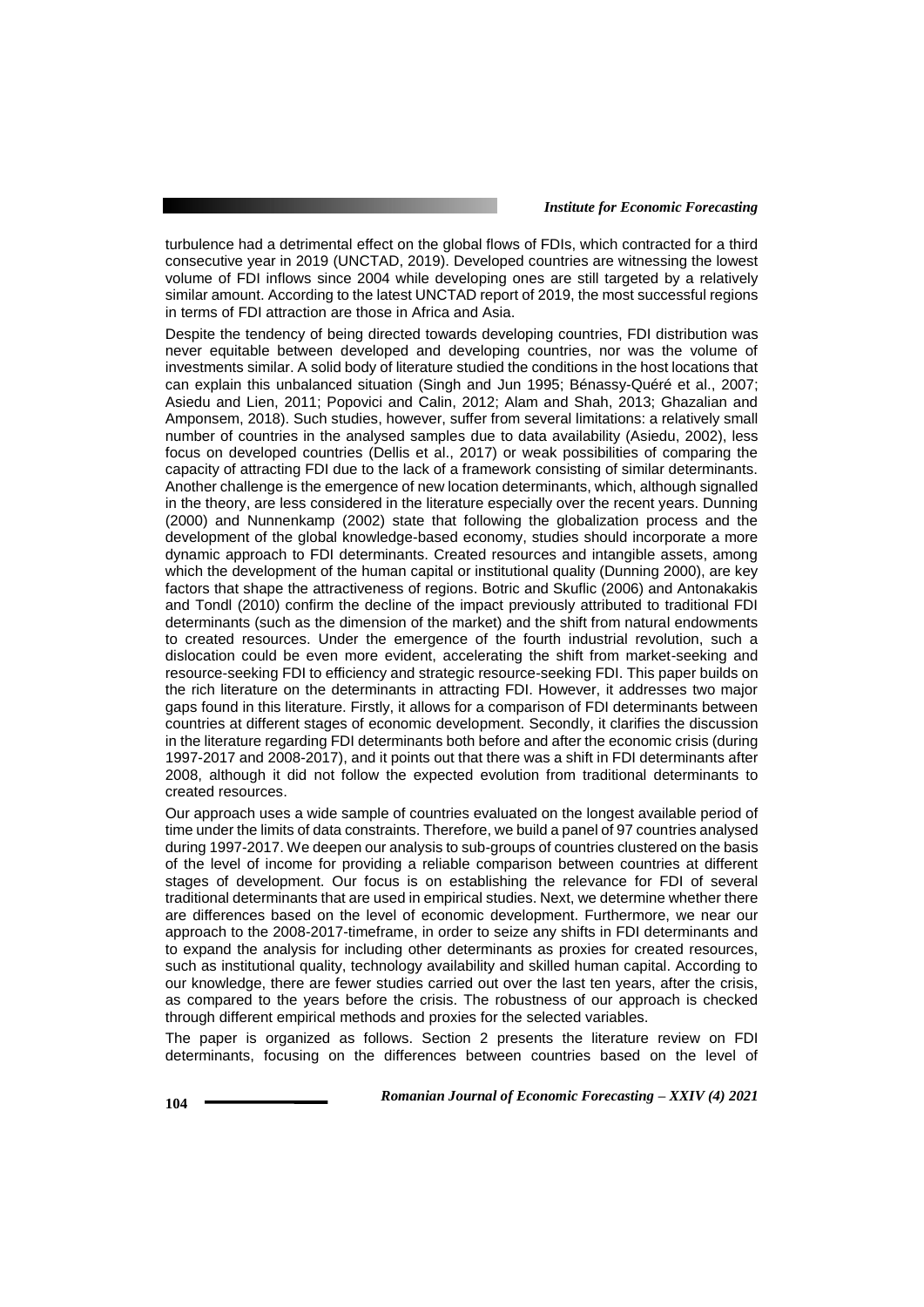turbulence had a detrimental effect on the global flows of FDIs, which contracted for a third consecutive year in 2019 (UNCTAD, 2019). Developed countries are witnessing the lowest volume of FDI inflows since 2004 while developing ones are still targeted by a relatively similar amount. According to the latest UNCTAD report of 2019, the most successful regions in terms of FDI attraction are those in Africa and Asia.

Despite the tendency of being directed towards developing countries, FDI distribution was never equitable between developed and developing countries, nor was the volume of investments similar. A solid body of literature studied the conditions in the host locations that can explain this unbalanced situation (Singh and Jun 1995; Bénassy-Quéré et al., 2007; Asiedu and Lien, 2011; Popovici and Calin, 2012; Alam and Shah, 2013; Ghazalian and Amponsem, 2018). Such studies, however, suffer from several limitations: a relatively small number of countries in the analysed samples due to data availability (Asiedu, 2002), less focus on developed countries (Dellis et al., 2017) or weak possibilities of comparing the capacity of attracting FDI due to the lack of a framework consisting of similar determinants. Another challenge is the emergence of new location determinants, which, although signalled in the theory, are less considered in the literature especially over the recent years. Dunning (2000) and Nunnenkamp (2002) state that following the globalization process and the development of the global knowledge-based economy, studies should incorporate a more dynamic approach to FDI determinants. Created resources and intangible assets, among which the development of the human capital or institutional quality (Dunning 2000), are key factors that shape the attractiveness of regions. Botric and Skuflic (2006) and Antonakakis and Tondl (2010) confirm the decline of the impact previously attributed to traditional FDI determinants (such as the dimension of the market) and the shift from natural endowments to created resources. Under the emergence of the fourth industrial revolution, such a dislocation could be even more evident, accelerating the shift from market-seeking and resource-seeking FDI to efficiency and strategic resource-seeking FDI. This paper builds on the rich literature on the determinants in attracting FDI. However, it addresses two major gaps found in this literature. Firstly, it allows for a comparison of FDI determinants between countries at different stages of economic development. Secondly, it clarifies the discussion in the literature regarding FDI determinants both before and after the economic crisis (during 1997-2017 and 2008-2017), and it points out that there was a shift in FDI determinants after 2008, although it did not follow the expected evolution from traditional determinants to created resources.

Our approach uses a wide sample of countries evaluated on the longest available period of time under the limits of data constraints. Therefore, we build a panel of 97 countries analysed during 1997-2017. We deepen our analysis to sub-groups of countries clustered on the basis of the level of income for providing a reliable comparison between countries at different stages of development. Our focus is on establishing the relevance for FDI of several traditional determinants that are used in empirical studies. Next, we determine whether there are differences based on the level of economic development. Furthermore, we near our approach to the 2008-2017-timeframe, in order to seize any shifts in FDI determinants and to expand the analysis for including other determinants as proxies for created resources, such as institutional quality, technology availability and skilled human capital. According to our knowledge, there are fewer studies carried out over the last ten years, after the crisis, as compared to the years before the crisis. The robustness of our approach is checked through different empirical methods and proxies for the selected variables.

The paper is organized as follows. Section 2 presents the literature review on FDI determinants, focusing on the differences between countries based on the level of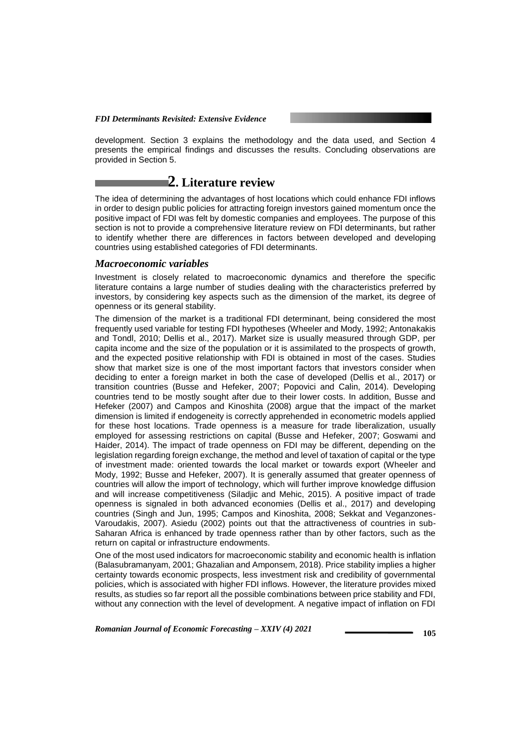development. Section 3 explains the methodology and the data used, and Section 4 presents the empirical findings and discusses the results. Concluding observations are provided in Section 5.

## 2. Literature review

The idea of determining the advantages of host locations which could enhance FDI inflows in order to design public policies for attracting foreign investors gained momentum once the positive impact of FDI was felt by domestic companies and employees. The purpose of this section is not to provide a comprehensive literature review on FDI determinants, but rather to identify whether there are differences in factors between developed and developing countries using established categories of FDI determinants.

### *Macroeconomic variables*

Investment is closely related to macroeconomic dynamics and therefore the specific literature contains a large number of studies dealing with the characteristics preferred by investors, by considering key aspects such as the dimension of the market, its degree of openness or its general stability.

The dimension of the market is a traditional FDI determinant, being considered the most frequently used variable for testing FDI hypotheses (Wheeler and Mody, 1992; Antonakakis and Tondl, 2010; Dellis et al., 2017). Market size is usually measured through GDP, per capita income and the size of the population or it is assimilated to the prospects of growth, and the expected positive relationship with FDI is obtained in most of the cases. Studies show that market size is one of the most important factors that investors consider when deciding to enter a foreign market in both the case of developed (Dellis et al., 2017) or transition countries (Busse and Hefeker, 2007; Popovici and Calin, 2014). Developing countries tend to be mostly sought after due to their lower costs. In addition, Busse and Hefeker (2007) and Campos and Kinoshita (2008) argue that the impact of the market dimension is limited if endogeneity is correctly apprehended in econometric models applied for these host locations. Trade openness is a measure for trade liberalization, usually employed for assessing restrictions on capital (Busse and Hefeker, 2007; Goswami and Haider, 2014). The impact of trade openness on FDI may be different, depending on the legislation regarding foreign exchange, the method and level of taxation of capital or the type of investment made: oriented towards the local market or towards export (Wheeler and Mody, 1992; Busse and Hefeker, 2007). It is generally assumed that greater openness of countries will allow the import of technology, which will further improve knowledge diffusion and will increase competitiveness (Siladjic and Mehic, 2015). A positive impact of trade openness is signaled in both advanced economies (Dellis et al., 2017) and developing countries (Singh and Jun, 1995; Campos and Kinoshita, 2008; Sekkat and Veganzones-Varoudakis, 2007). Asiedu (2002) points out that the attractiveness of countries in sub-Saharan Africa is enhanced by trade openness rather than by other factors, such as the return on capital or infrastructure endowments.

One of the most used indicators for macroeconomic stability and economic health is inflation (Balasubramanyam, 2001; Ghazalian and Amponsem, 2018). Price stability implies a higher certainty towards economic prospects, less investment risk and credibility of governmental policies, which is associated with higher FDI inflows. However, the literature provides mixed results, as studies so far report all the possible combinations between price stability and FDI, without any connection with the level of development. A negative impact of inflation on FDI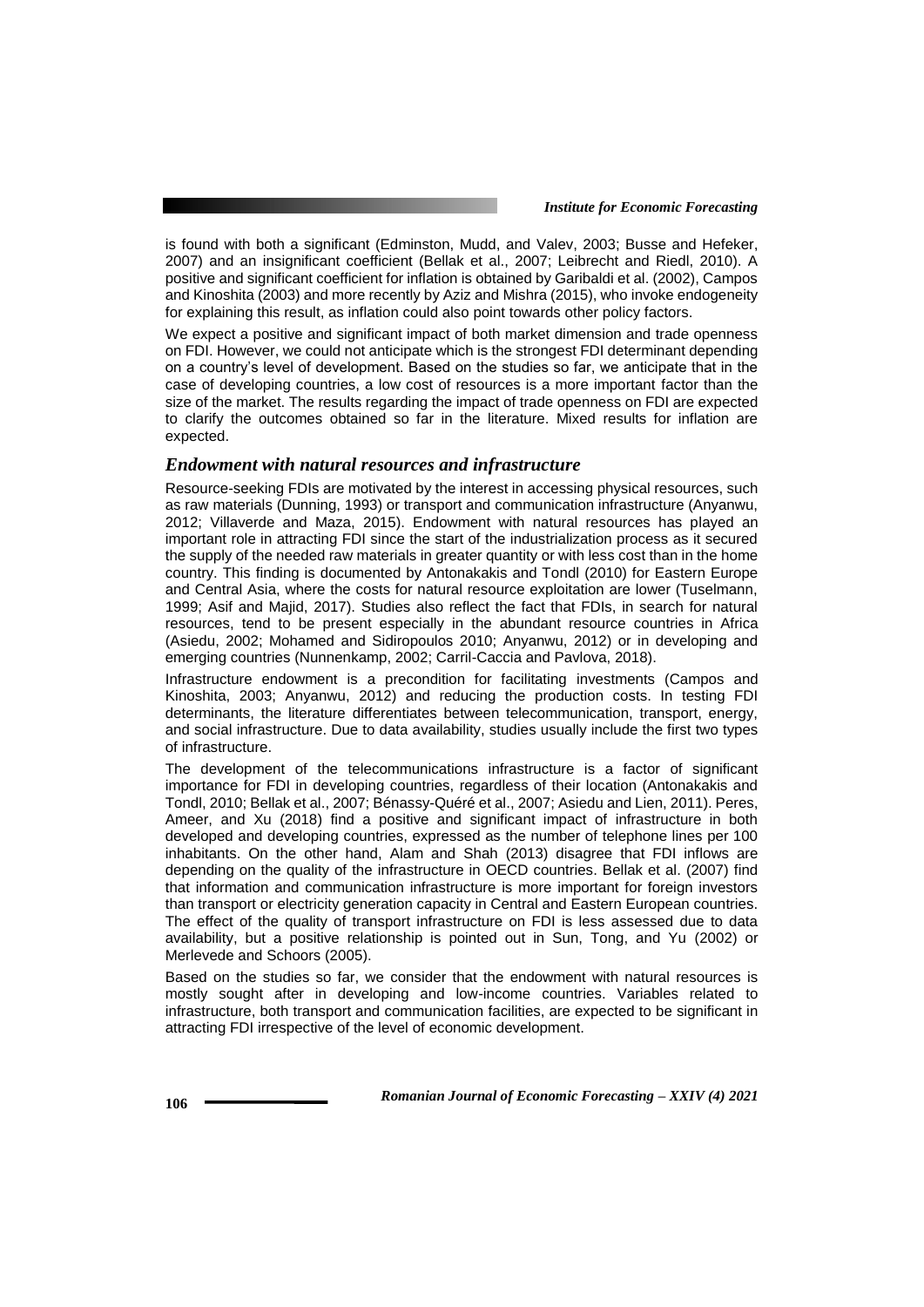is found with both a significant (Edminston, Mudd, and Valev, 2003; Busse and Hefeker, 2007) and an insignificant coefficient (Bellak et al., 2007; Leibrecht and Riedl, 2010). A positive and significant coefficient for inflation is obtained by Garibaldi et al. (2002), Campos and Kinoshita (2003) and more recently by Aziz and Mishra (2015), who invoke endogeneity for explaining this result, as inflation could also point towards other policy factors.

We expect a positive and significant impact of both market dimension and trade openness on FDI. However, we could not anticipate which is the strongest FDI determinant depending on a country's level of development. Based on the studies so far, we anticipate that in the case of developing countries, a low cost of resources is a more important factor than the size of the market. The results regarding the impact of trade openness on FDI are expected to clarify the outcomes obtained so far in the literature. Mixed results for inflation are expected.

### *Endowment with natural resources and infrastructure*

Resource-seeking FDIs are motivated by the interest in accessing physical resources, such as raw materials (Dunning, 1993) or transport and communication infrastructure (Anyanwu, 2012; Villaverde and Maza, 2015). Endowment with natural resources has played an important role in attracting FDI since the start of the industrialization process as it secured the supply of the needed raw materials in greater quantity or with less cost than in the home country. This finding is documented by Antonakakis and Tondl (2010) for Eastern Europe and Central Asia, where the costs for natural resource exploitation are lower (Tuselmann, 1999; Asif and Majid, 2017). Studies also reflect the fact that FDIs, in search for natural resources, tend to be present especially in the abundant resource countries in Africa (Asiedu, 2002; Mohamed and Sidiropoulos 2010; Anyanwu, 2012) or in developing and emerging countries (Nunnenkamp, 2002; Carril-Caccia and Pavlova, 2018).

Infrastructure endowment is a precondition for facilitating investments (Campos and Kinoshita, 2003; Anyanwu, 2012) and reducing the production costs. In testing FDI determinants, the literature differentiates between telecommunication, transport, energy, and social infrastructure. Due to data availability, studies usually include the first two types of infrastructure.

The development of the telecommunications infrastructure is a factor of significant importance for FDI in developing countries, regardless of their location (Antonakakis and Tondl, 2010; Bellak et al., 2007; Bénassy-Quéré et al., 2007; Asiedu and Lien, 2011). Peres, Ameer, and Xu (2018) find a positive and significant impact of infrastructure in both developed and developing countries, expressed as the number of telephone lines per 100 inhabitants. On the other hand, Alam and Shah (2013) disagree that FDI inflows are depending on the quality of the infrastructure in OECD countries. Bellak et al. (2007) find that information and communication infrastructure is more important for foreign investors than transport or electricity generation capacity in Central and Eastern European countries. The effect of the quality of transport infrastructure on FDI is less assessed due to data availability, but a positive relationship is pointed out in Sun, Tong, and Yu (2002) or Merlevede and Schoors (2005).

Based on the studies so far, we consider that the endowment with natural resources is mostly sought after in developing and low-income countries. Variables related to infrastructure, both transport and communication facilities, are expected to be significant in attracting FDI irrespective of the level of economic development.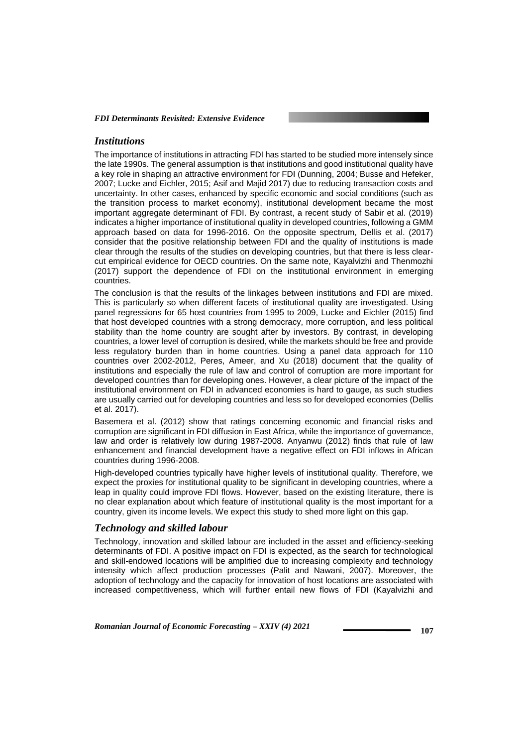### *Institutions*

The importance of institutions in attracting FDI has started to be studied more intensely since the late 1990s. The general assumption is that institutions and good institutional quality have a key role in shaping an attractive environment for FDI (Dunning, 2004; Busse and Hefeker, 2007; Lucke and Eichler, 2015; Asif and Majid 2017) due to reducing transaction costs and uncertainty. In other cases, enhanced by specific economic and social conditions (such as the transition process to market economy), institutional development became the most important aggregate determinant of FDI. By contrast, a recent study of Sabir et al. (2019) indicates a higher importance of institutional quality in developed countries, following a GMM approach based on data for 1996-2016. On the opposite spectrum, Dellis et al. (2017) consider that the positive relationship between FDI and the quality of institutions is made clear through the results of the studies on developing countries, but that there is less clear-cut empirical evidence for OECD countries. On the same note, Kayalvizhi and Thenmozhi (2017) support the dependence of FDI on the institutional environment in emerging countries.

The conclusion is that the results of the linkages between institutions and FDI are mixed. This is particularly so when different facets of institutional quality are investigated. Using panel regressions for 65 host countries from 1995 to 2009, Lucke and Eichler (2015) find that host developed countries with a strong democracy, more corruption, and less political stability than the home country are sought after by investors. By contrast, in developing countries, a lower level of corruption is desired, while the markets should be free and provide less regulatory burden than in home countries. Using a panel data approach for 110 countries over 2002-2012, Peres, Ameer, and Xu (2018) document that the quality of institutions and especially the rule of law and control of corruption are more important for developed countries than for developing ones. However, a clear picture of the impact of the institutional environment on FDI in advanced economies is hard to gauge, as such studies are usually carried out for developing countries and less so for developed economies (Dellis et al. 2017).

Basemera et al. (2012) show that ratings concerning economic and financial risks and corruption are significant in FDI diffusion in East Africa, while the importance of governance, law and order is relatively low during 1987-2008. Anyanwu (2012) finds that rule of law enhancement and financial development have a negative effect on FDI inflows in African countries during 1996-2008.

High-developed countries typically have higher levels of institutional quality. Therefore, we expect the proxies for institutional quality to be significant in developing countries, where a leap in quality could improve FDI flows. However, based on the existing literature, there is no clear explanation about which feature of institutional quality is the most important for a country, given its income levels. We expect this study to shed more light on this gap.

### *Technology and skilled labour*

Technology, innovation and skilled labour are included in the asset and efficiency-seeking determinants of FDI. A positive impact on FDI is expected, as the search for technological and skill-endowed locations will be amplified due to increasing complexity and technology intensity which affect production processes (Palit and Nawani, 2007). Moreover, the adoption of technology and the capacity for innovation of host locations are associated with increased competitiveness, which will further entail new flows of FDI (Kayalvizhi and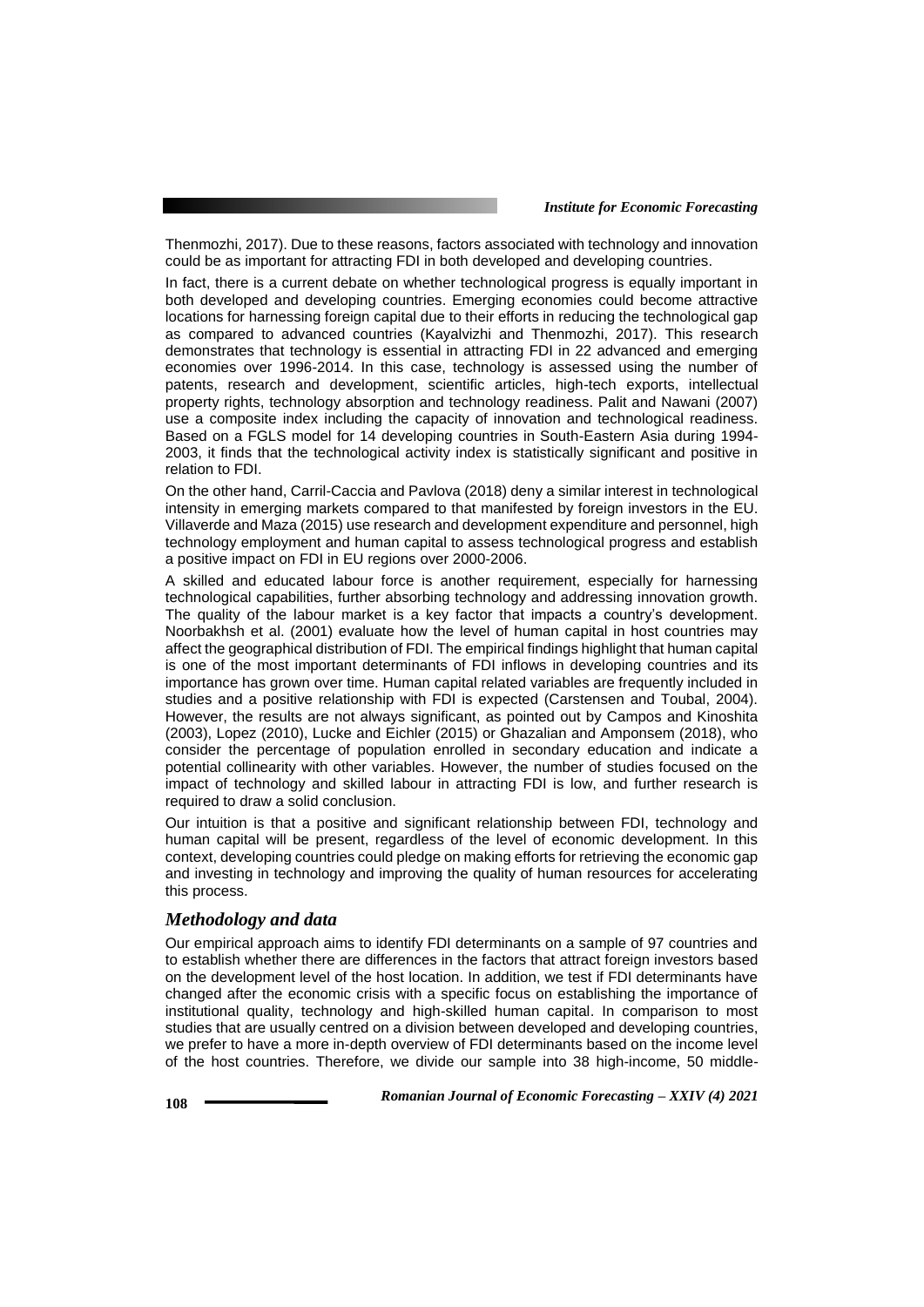Thenmozhi, 2017). Due to these reasons, factors associated with technology and innovation could be as important for attracting FDI in both developed and developing countries.

In fact, there is a current debate on whether technological progress is equally important in both developed and developing countries. Emerging economies could become attractive locations for harnessing foreign capital due to their efforts in reducing the technological gap as compared to advanced countries (Kayalvizhi and Thenmozhi, 2017). This research demonstrates that technology is essential in attracting FDI in 22 advanced and emerging economies over 1996-2014. In this case, technology is assessed using the number of patents, research and development, scientific articles, high-tech exports, intellectual property rights, technology absorption and technology readiness. Palit and Nawani (2007) use a composite index including the capacity of innovation and technological readiness. Based on a FGLS model for 14 developing countries in South-Eastern Asia during 1994-2003, it finds that the technological activity index is statistically significant and positive in relation to FDI.

On the other hand, Carril-Caccia and Pavlova (2018) deny a similar interest in technological intensity in emerging markets compared to that manifested by foreign investors in the EU. Villaverde and Maza (2015) use research and development expenditure and personnel, high technology employment and human capital to assess technological progress and establish a positive impact on FDI in EU regions over 2000-2006.

A skilled and educated labour force is another requirement, especially for harnessing technological capabilities, further absorbing technology and addressing innovation growth. The quality of the labour market is a key factor that impacts a country's development. Noorbakhsh et al. (2001) evaluate how the level of human capital in host countries may affect the geographical distribution of FDI. The empirical findings highlight that human capital is one of the most important determinants of FDI inflows in developing countries and its importance has grown over time. Human capital related variables are frequently included in studies and a positive relationship with FDI is expected (Carstensen and Toubal, 2004). However, the results are not always significant, as pointed out by Campos and Kinoshita (2003), Lopez (2010), Lucke and Eichler (2015) or Ghazalian and Amponsem (2018), who consider the percentage of population enrolled in secondary education and indicate a potential collinearity with other variables. However, the number of studies focused on the impact of technology and skilled labour in attracting FDI is low, and further research is required to draw a solid conclusion.

Our intuition is that a positive and significant relationship between FDI, technology and human capital will be present, regardless of the level of economic development. In this context, developing countries could pledge on making efforts for retrieving the economic gap and investing in technology and improving the quality of human resources for accelerating this process.

## *Methodology and data*

Our empirical approach aims to identify FDI determinants on a sample of 97 countries and to establish whether there are differences in the factors that attract foreign investors based on the development level of the host location. In addition, we test if FDI determinants have changed after the economic crisis with a specific focus on establishing the importance of institutional quality, technology and high-skilled human capital. In comparison to most studies that are usually centred on a division between developed and developing countries, we prefer to have a more in-depth overview of FDI determinants based on the income level of the host countries. Therefore, we divide our sample into 38 high-income, 50 middle-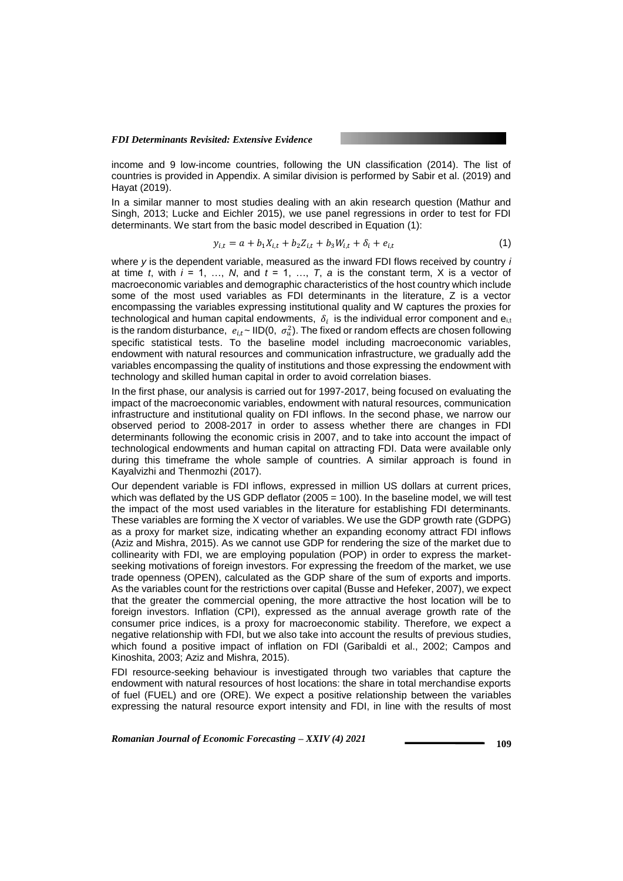income and 9 low-income countries, following the UN classification (2014). The list of countries is provided in Appendix. A similar division is performed by Sabir et al. (2019) and Hayat (2019).

In a similar manner to most studies dealing with an akin research question (Mathur and Singh, 2013; Lucke and Eichler 2015), we use panel regressions in order to test for FDI determinants. We start from the basic model described in Equation (1):

$$y_{i,t} = a + b_1 X_{i,t} + b_2 Z_{i,t} + b_3 W_{i,t} + \delta_i + e_{i,t} \tag{1}$$

where *y* is the dependent variable, measured as the inward FDI flows received by country *i* at time *t*, with $i = 1, \ldots, N$, and $t = 1, \ldots, T$, *a* is the constant term, X is a vector of macroeconomic variables and demographic characteristics of the host country which include some of the most used variables as FDI determinants in the literature, Z is a vector encompassing the variables expressing institutional quality and W captures the proxies for technological and human capital endowments, $\delta_i$ is the individual error component and $e_{i,t}$ is the random disturbance, $e_{i,t} \sim \text{IID}(0, \sigma_u^2)$. The fixed or random effects are chosen following specific statistical tests. To the baseline model including macroeconomic variables, endowment with natural resources and communication infrastructure, we gradually add the variables encompassing the quality of institutions and those expressing the endowment with technology and skilled human capital in order to avoid correlation biases.

In the first phase, our analysis is carried out for 1997-2017, being focused on evaluating the impact of the macroeconomic variables, endowment with natural resources, communication infrastructure and institutional quality on FDI inflows. In the second phase, we narrow our observed period to 2008-2017 in order to assess whether there are changes in FDI determinants following the economic crisis in 2007, and to take into account the impact of technological endowments and human capital on attracting FDI. Data were available only during this timeframe the whole sample of countries. A similar approach is found in Kayalvizhi and Thenmozhi (2017).

Our dependent variable is FDI inflows, expressed in million US dollars at current prices, which was deflated by the US GDP deflator (2005 = 100). In the baseline model, we will test the impact of the most used variables in the literature for establishing FDI determinants. These variables are forming the X vector of variables. We use the GDP growth rate (GDPG) as a proxy for market size, indicating whether an expanding economy attract FDI inflows (Aziz and Mishra, 2015). As we cannot use GDP for rendering the size of the market due to collinearity with FDI, we are employing population (POP) in order to express the market-seeking motivations of foreign investors. For expressing the freedom of the market, we use trade openness (OPEN), calculated as the GDP share of the sum of exports and imports. As the variables count for the restrictions over capital (Busse and Hefeker, 2007), we expect that the greater the commercial opening, the more attractive the host location will be to foreign investors. Inflation (CPI), expressed as the annual average growth rate of the consumer price indices, is a proxy for macroeconomic stability. Therefore, we expect a negative relationship with FDI, but we also take into account the results of previous studies, which found a positive impact of inflation on FDI (Garibaldi et al., 2002; Campos and Kinoshita, 2003; Aziz and Mishra, 2015).

FDI resource-seeking behaviour is investigated through two variables that capture the endowment with natural resources of host locations: the share in total merchandise exports of fuel (FUEL) and ore (ORE). We expect a positive relationship between the variables expressing the natural resource export intensity and FDI, in line with the results of most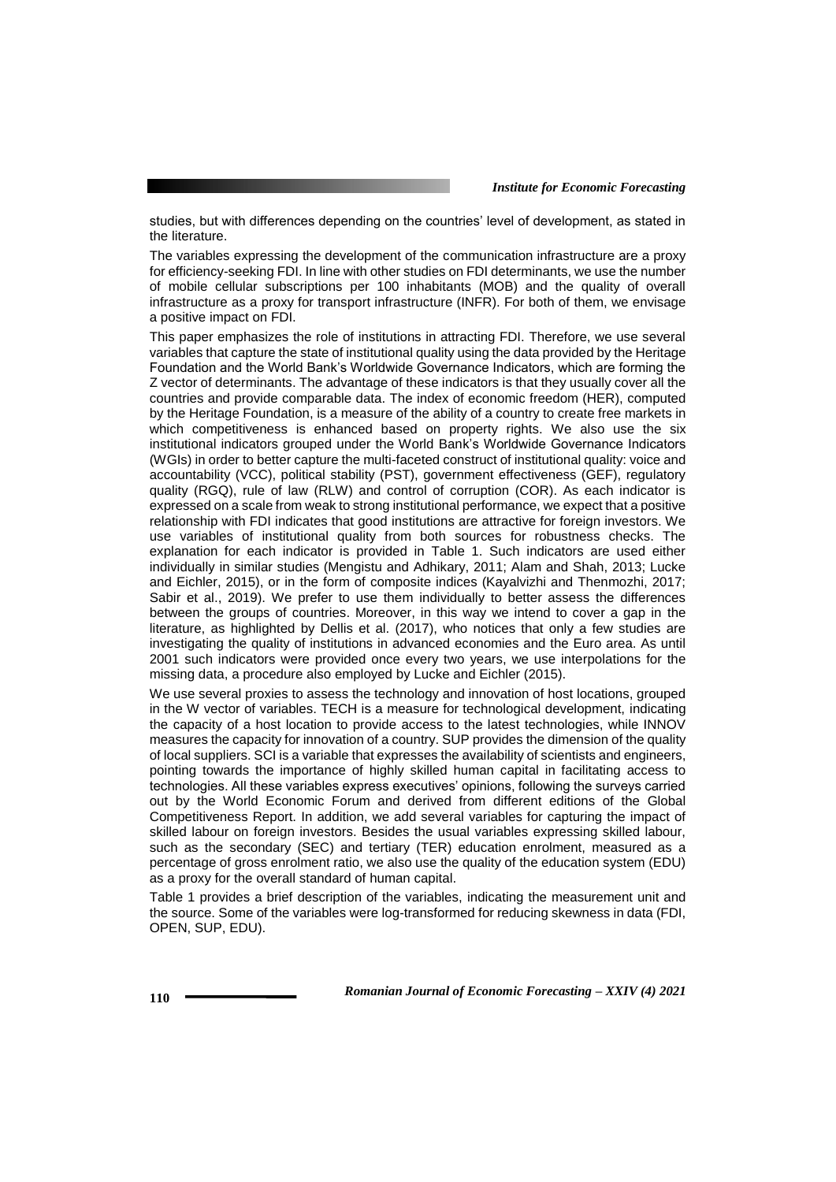studies, but with differences depending on the countries' level of development, as stated in the literature.

The variables expressing the development of the communication infrastructure are a proxy for efficiency-seeking FDI. In line with other studies on FDI determinants, we use the number of mobile cellular subscriptions per 100 inhabitants (MOB) and the quality of overall infrastructure as a proxy for transport infrastructure (INFR). For both of them, we envisage a positive impact on FDI.

This paper emphasizes the role of institutions in attracting FDI. Therefore, we use several variables that capture the state of institutional quality using the data provided by the Heritage Foundation and the World Bank's Worldwide Governance Indicators, which are forming the Z vector of determinants. The advantage of these indicators is that they usually cover all the countries and provide comparable data. The index of economic freedom (HER), computed by the Heritage Foundation, is a measure of the ability of a country to create free markets in which competitiveness is enhanced based on property rights. We also use the six institutional indicators grouped under the World Bank's Worldwide Governance Indicators (WGIs) in order to better capture the multi-faceted construct of institutional quality: voice and accountability (VCC), political stability (PST), government effectiveness (GEF), regulatory quality (RGQ), rule of law (RLW) and control of corruption (COR). As each indicator is expressed on a scale from weak to strong institutional performance, we expect that a positive relationship with FDI indicates that good institutions are attractive for foreign investors. We use variables of institutional quality from both sources for robustness checks. The explanation for each indicator is provided in Table 1. Such indicators are used either individually in similar studies (Mengistu and Adhikary, 2011; Alam and Shah, 2013; Lucke and Eichler, 2015), or in the form of composite indices (Kayalvizhi and Thenmozhi, 2017; Sabir et al., 2019). We prefer to use them individually to better assess the differences between the groups of countries. Moreover, in this way we intend to cover a gap in the literature, as highlighted by Dellis et al. (2017), who notices that only a few studies are investigating the quality of institutions in advanced economies and the Euro area. As until 2001 such indicators were provided once every two years, we use interpolations for the missing data, a procedure also employed by Lucke and Eichler (2015).

We use several proxies to assess the technology and innovation of host locations, grouped in the W vector of variables. TECH is a measure for technological development, indicating the capacity of a host location to provide access to the latest technologies, while INNOV measures the capacity for innovation of a country. SUP provides the dimension of the quality of local suppliers. SCI is a variable that expresses the availability of scientists and engineers, pointing towards the importance of highly skilled human capital in facilitating access to technologies. All these variables express executives' opinions, following the surveys carried out by the World Economic Forum and derived from different editions of the Global Competitiveness Report. In addition, we add several variables for capturing the impact of skilled labour on foreign investors. Besides the usual variables expressing skilled labour, such as the secondary (SEC) and tertiary (TER) education enrolment, measured as a percentage of gross enrolment ratio, we also use the quality of the education system (EDU) as a proxy for the overall standard of human capital.

Table 1 provides a brief description of the variables, indicating the measurement unit and the source. Some of the variables were log-transformed for reducing skewness in data (FDI, OPEN, SUP, EDU).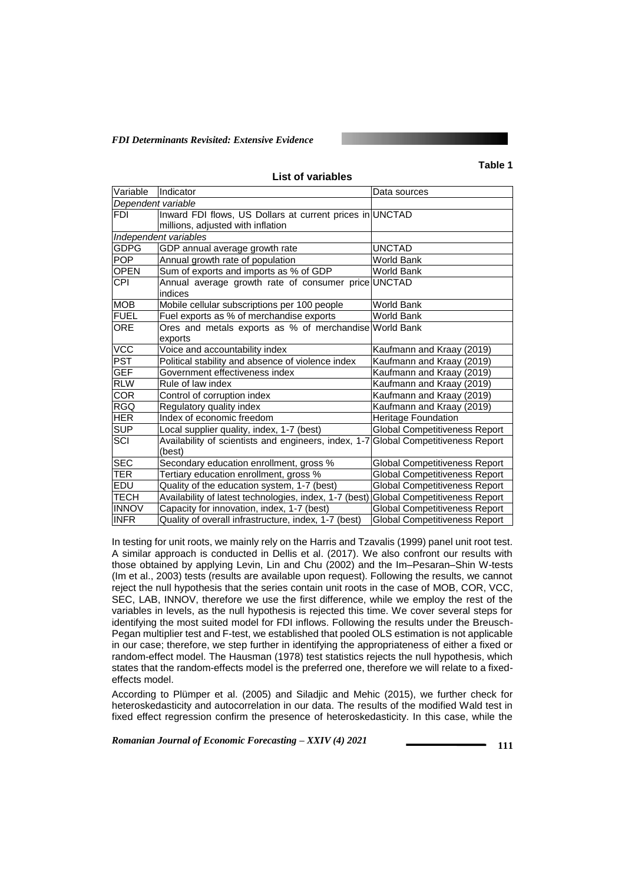Table 1

**List of variables**

| Variable | Indicator | Data sources |
|---|---|---|
| *Dependent variable* | | |
| FDI | Inward FDI flows, US Dollars at current prices in millions, adjusted with inflation | UNCTAD |
| *Independent variables* | | |
| GDPG | GDP annual average growth rate | UNCTAD |
| POP | Annual growth rate of population | World Bank |
| OPEN | Sum of exports and imports as % of GDP | World Bank |
| CPI | Annual average growth rate of consumer price indices | UNCTAD |
| MOB | Mobile cellular subscriptions per 100 people | World Bank |
| FUEL | Fuel exports as % of merchandise exports | World Bank |
| ORE | Ores and metals exports as % of merchandise exports | World Bank |
| VCC | Voice and accountability index | Kaufmann and Kraay (2019) |
| PST | Political stability and absence of violence index | Kaufmann and Kraay (2019) |
| GEF | Government effectiveness index | Kaufmann and Kraay (2019) |
| RLW | Rule of law index | Kaufmann and Kraay (2019) |
| COR | Control of corruption index | Kaufmann and Kraay (2019) |
| RGQ | Regulatory quality index | Kaufmann and Kraay (2019) |
| HER | Index of economic freedom | Heritage Foundation |
| SUP | Local supplier quality, index, 1-7 (best) | Global Competitiveness Report |
| SCI | Availability of scientists and engineers, index, 1-7 (best) | Global Competitiveness Report |
| SEC | Secondary education enrollment, gross % | Global Competitiveness Report |
| TER | Tertiary education enrollment, gross % | Global Competitiveness Report |
| EDU | Quality of the education system, 1-7 (best) | Global Competitiveness Report |
| TECH | Availability of latest technologies, index, 1-7 (best) | Global Competitiveness Report |
| INNOV | Capacity for innovation, index, 1-7 (best) | Global Competitiveness Report |
| INFR | Quality of overall infrastructure, index, 1-7 (best) | Global Competitiveness Report |

In testing for unit roots, we mainly rely on the Harris and Tzavalis (1999) panel unit root test. A similar approach is conducted in Dellis et al. (2017). We also confront our results with those obtained by applying Levin, Lin and Chu (2002) and the Im–Pesaran–Shin W-tests (Im et al., 2003) tests (results are available upon request). Following the results, we cannot reject the null hypothesis that the series contain unit roots in the case of MOB, COR, VCC, SEC, LAB, INNOV, therefore we use the first difference, while we employ the rest of the variables in levels, as the null hypothesis is rejected this time. We cover several steps for identifying the most suited model for FDI inflows. Following the results under the Breusch-Pegan multiplier test and F-test, we established that pooled OLS estimation is not applicable in our case; therefore, we step further in identifying the appropriateness of either a fixed or random-effect model. The Hausman (1978) test statistics rejects the null hypothesis, which states that the random-effects model is the preferred one, therefore we will relate to a fixed-effects model.

According to Plümper et al. (2005) and Siladjic and Mehic (2015), we further check for heteroskedasticity and autocorrelation in our data. The results of the modified Wald test in fixed effect regression confirm the presence of heteroskedasticity. In this case, while the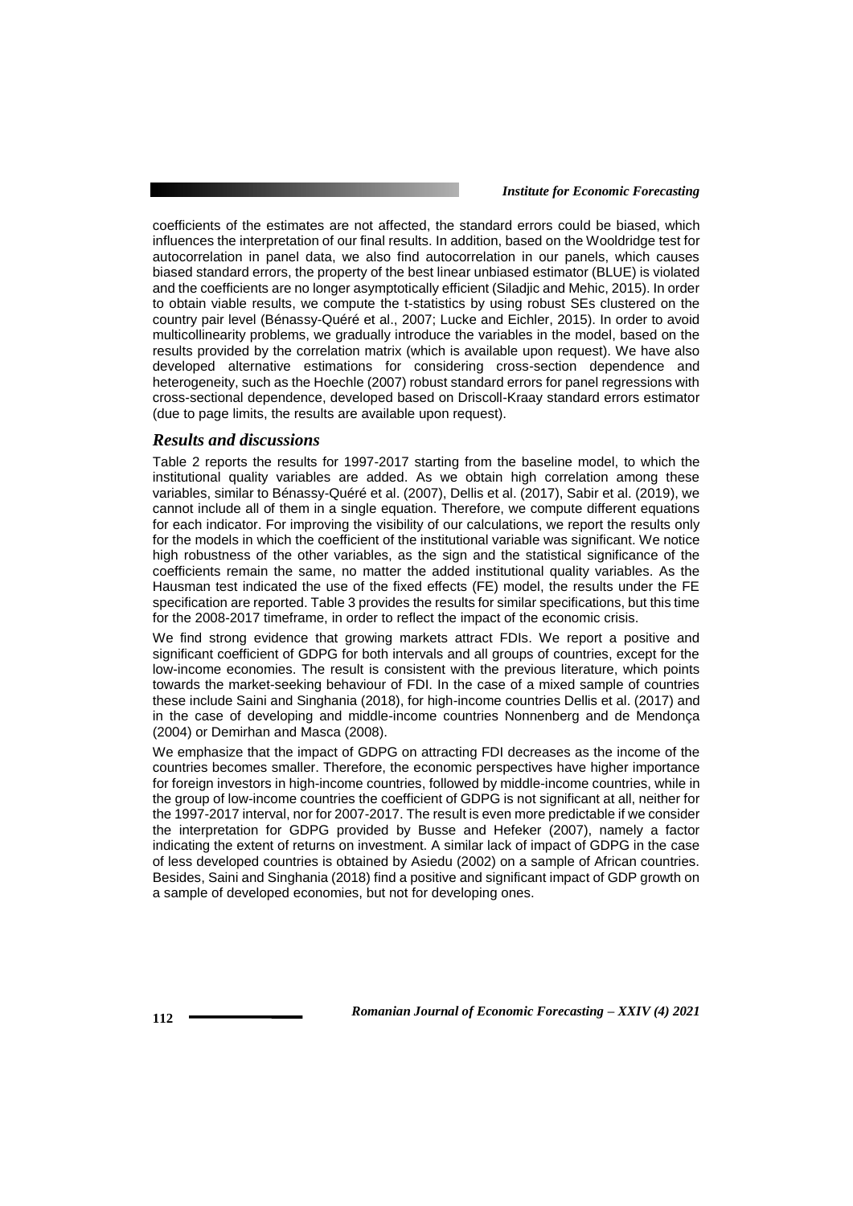coefficients of the estimates are not affected, the standard errors could be biased, which influences the interpretation of our final results. In addition, based on the Wooldridge test for autocorrelation in panel data, we also find autocorrelation in our panels, which causes biased standard errors, the property of the best linear unbiased estimator (BLUE) is violated and the coefficients are no longer asymptotically efficient (Siladjic and Mehic, 2015). In order to obtain viable results, we compute the t-statistics by using robust SEs clustered on the country pair level (Bénassy-Quéré et al., 2007; Lucke and Eichler, 2015). In order to avoid multicollinearity problems, we gradually introduce the variables in the model, based on the results provided by the correlation matrix (which is available upon request). We have also developed alternative estimations for considering cross-section dependence and heterogeneity, such as the Hoechle (2007) robust standard errors for panel regressions with cross-sectional dependence, developed based on Driscoll-Kraay standard errors estimator (due to page limits, the results are available upon request).

## *Results and discussions*

Table 2 reports the results for 1997-2017 starting from the baseline model, to which the institutional quality variables are added. As we obtain high correlation among these variables, similar to Bénassy-Quéré et al. (2007), Dellis et al. (2017), Sabir et al. (2019), we cannot include all of them in a single equation. Therefore, we compute different equations for each indicator. For improving the visibility of our calculations, we report the results only for the models in which the coefficient of the institutional variable was significant. We notice high robustness of the other variables, as the sign and the statistical significance of the coefficients remain the same, no matter the added institutional quality variables. As the Hausman test indicated the use of the fixed effects (FE) model, the results under the FE specification are reported. Table 3 provides the results for similar specifications, but this time for the 2008-2017 timeframe, in order to reflect the impact of the economic crisis.

We find strong evidence that growing markets attract FDIs. We report a positive and significant coefficient of GDPG for both intervals and all groups of countries, except for the low-income economies. The result is consistent with the previous literature, which points towards the market-seeking behaviour of FDI. In the case of a mixed sample of countries these include Saini and Singhania (2018), for high-income countries Dellis et al. (2017) and in the case of developing and middle-income countries Nonnenberg and de Mendonça (2004) or Demirhan and Masca (2008).

We emphasize that the impact of GDPG on attracting FDI decreases as the income of the countries becomes smaller. Therefore, the economic perspectives have higher importance for foreign investors in high-income countries, followed by middle-income countries, while in the group of low-income countries the coefficient of GDPG is not significant at all, neither for the 1997-2017 interval, nor for 2007-2017. The result is even more predictable if we consider the interpretation for GDPG provided by Busse and Hefeker (2007), namely a factor indicating the extent of returns on investment. A similar lack of impact of GDPG in the case of less developed countries is obtained by Asiedu (2002) on a sample of African countries. Besides, Saini and Singhania (2018) find a positive and significant impact of GDP growth on a sample of developed economies, but not for developing ones.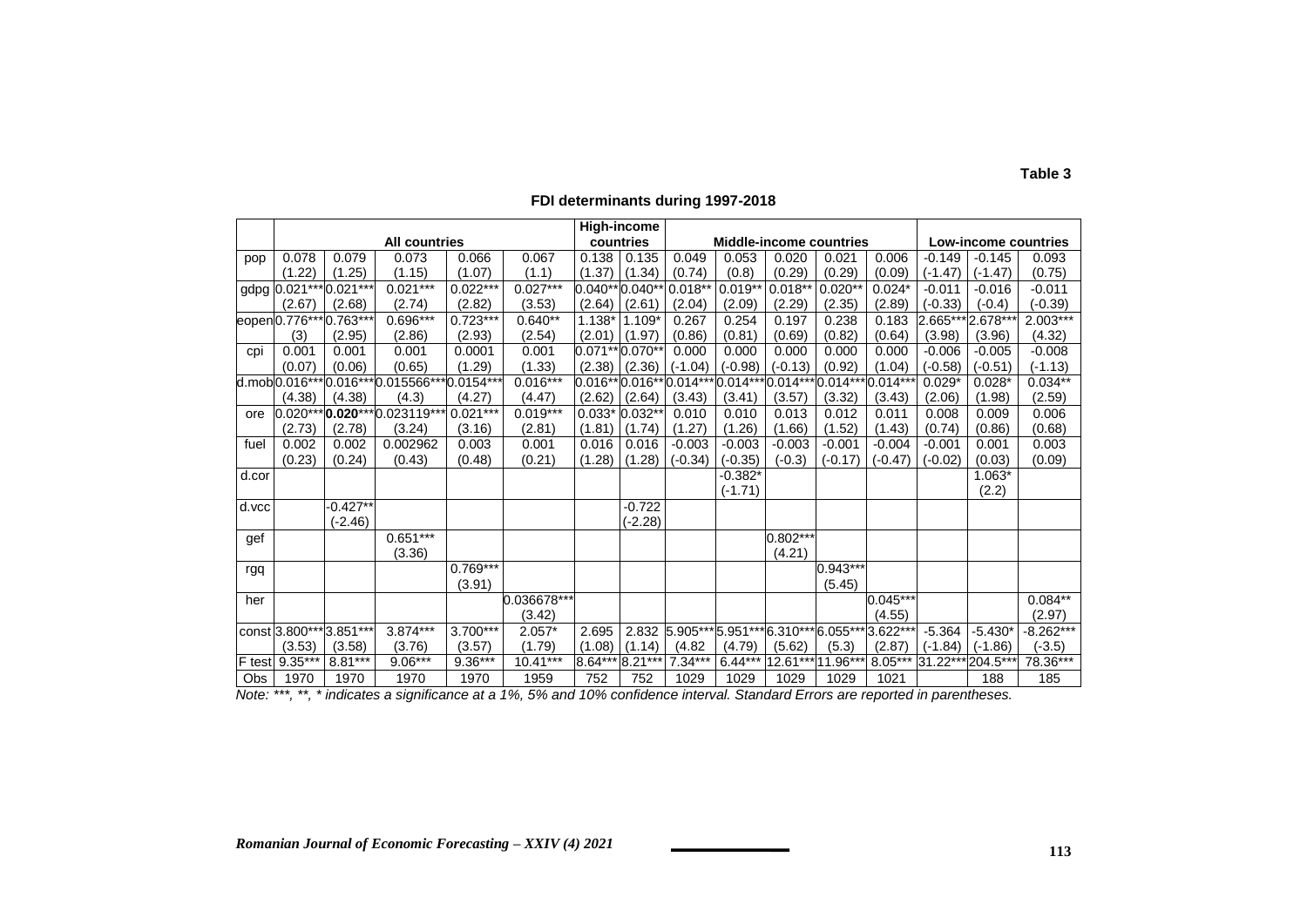**Table 3**

**FDI determinants during 1997-2018**

| | All countries | | | | | High-income countries | | Middle-income countries | | | | | Low-income countries | | |
|---|---|---|---|---|---|---|---|---|---|---|---|---|---|---|---|
| pop | 0.078 | 0.079 | 0.073 | 0.066 | 0.067 | 0.138 | 0.135 | 0.049 | 0.053 | 0.020 | 0.021 | 0.006 | -0.149 | -0.145 | 0.093 |
| | (1.22) | (1.25) | (1.15) | (1.07) | (1.1) | (1.37) | (1.34) | (0.74) | (0.8) | (0.29) | (0.29) | (0.09) | (-1.47) | (-1.47) | (0.75) |
| gdpg | 0.021*** | 0.021*** | 0.021*** | 0.022*** | 0.027*** | 0.040** | 0.040** | 0.018** | 0.019** | 0.018** | 0.020** | 0.024* | -0.011 | -0.016 | -0.011 |
| | (2.67) | (2.68) | (2.74) | (2.82) | (3.53) | (2.64) | (2.61) | (2.04) | (2.09) | (2.29) | (2.35) | (2.89) | (-0.33) | (-0.4) | (-0.39) |
| eopen | 0.776*** | 0.763*** | 0.696*** | 0.723*** | 0.640** | 1.138* | 1.109* | 0.267 | 0.254 | 0.197 | 0.238 | 0.183 | 2.665*** | 2.678*** | 2.003*** |
| | (3) | (2.95) | (2.86) | (2.93) | (2.54) | (2.01) | (1.97) | (0.86) | (0.81) | (0.69) | (0.82) | (0.64) | (3.98) | (3.96) | (4.32) |
| cpi | 0.001 | 0.001 | 0.001 | 0.0001 | 0.001 | 0.071** | 0.070** | 0.000 | 0.000 | 0.000 | 0.000 | 0.000 | -0.006 | -0.005 | -0.008 |
| | (0.07) | (0.06) | (0.65) | (1.29) | (1.33) | (2.38) | (2.36) | (-1.04) | (-0.98) | (-0.13) | (0.92) | (1.04) | (-0.58) | (-0.51) | (-1.13) |
| d.mob | 0.016*** | 0.016*** | 0.015566*** | 0.0154*** | 0.016*** | 0.016** | 0.016** | 0.014*** | 0.014*** | 0.014*** | 0.014*** | 0.014*** | 0.029* | 0.028* | 0.034** |
| | (4.38) | (4.38) | (4.3) | (4.27) | (4.47) | (2.62) | (2.64) | (3.43) | (3.41) | (3.57) | (3.32) | (3.43) | (2.06) | (1.98) | (2.59) |
| ore | 0.020*** | **0.020***** | 0.023119*** | 0.021*** | 0.019*** | 0.033* | 0.032** | 0.010 | 0.010 | 0.013 | 0.012 | 0.011 | 0.008 | 0.009 | 0.006 |
| | (2.73) | (2.78) | (3.24) | (3.16) | (2.81) | (1.81) | (1.74) | (1.27) | (1.26) | (1.66) | (1.52) | (1.43) | (0.74) | (0.86) | (0.68) |
| fuel | 0.002 | 0.002 | 0.002962 | 0.003 | 0.001 | 0.016 | 0.016 | -0.003 | -0.003 | -0.003 | -0.001 | -0.004 | -0.001 | 0.001 | 0.003 |
| | (0.23) | (0.24) | (0.43) | (0.48) | (0.21) | (1.28) | (1.28) | (-0.34) | (-0.35) | (-0.3) | (-0.17) | (-0.47) | (-0.02) | (0.03) | (0.09) |
| d.cor | | | | | | | | | -0.382* | | | | | 1.063* | |
| | | | | | | | | | (-1.71) | | | | | (2.2) | |
| d.vcc | | -0.427** | | | | | -0.722 | | | | | | | | |
| | | (-2.46) | | | | | (-2.28) | | | | | | | | |
| gef | | | 0.651*** | | | | | | | 0.802*** | | | | | |
| | | | (3.36) | | | | | | | (4.21) | | | | | |
| rgq | | | | 0.769*** | | | | | | | 0.943*** | | | | |
| | | | | (3.91) | | | | | | | (5.45) | | | | |
| her | | | | | 0.036678*** | | | | | | | 0.045*** | | | 0.084** |
| | | | | | (3.42) | | | | | | | (4.55) | | | (2.97) |
| const | 3.800*** | 3.851*** | 3.874*** | 3.700*** | 2.057* | 2.695 | 2.832 | 5.905*** | 5.951*** | 6.310*** | 6.055*** | 3.622*** | -5.364 | -5.430* | -8.262*** |
| | (3.53) | (3.58) | (3.76) | (3.57) | (1.79) | (1.08) | (1.14) | (4.82 | (4.79) | (5.62) | (5.3) | (2.87) | (-1.84) | (-1.86) | (-3.5) |
| F test | 9.35*** | 8.81*** | 9.06*** | 9.36*** | 10.41*** | 8.64*** | 8.21*** | 7.34*** | 6.44*** | 12.61*** | 11.96*** | 8.05*** | 31.22*** | 204.5*** | 78.36*** |
| Obs | 1970 | 1970 | 1970 | 1970 | 1959 | 752 | 752 | 1029 | 1029 | 1029 | 1029 | 1021 | | 188 | 185 |

*Note: \*\*\*, \*\*, \* indicates a significance at a 1%, 5% and 10% confidence interval. Standard Errors are reported in parentheses.*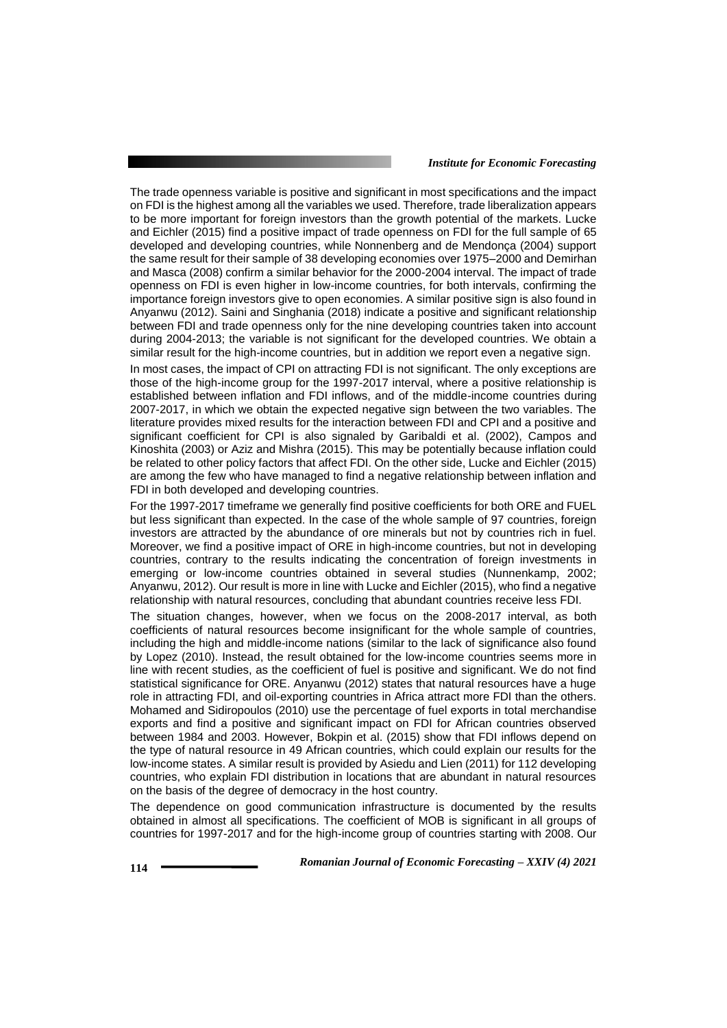The trade openness variable is positive and significant in most specifications and the impact on FDI is the highest among all the variables we used. Therefore, trade liberalization appears to be more important for foreign investors than the growth potential of the markets. Lucke and Eichler (2015) find a positive impact of trade openness on FDI for the full sample of 65 developed and developing countries, while Nonnenberg and de Mendonça (2004) support the same result for their sample of 38 developing economies over 1975–2000 and Demirhan and Masca (2008) confirm a similar behavior for the 2000-2004 interval. The impact of trade openness on FDI is even higher in low-income countries, for both intervals, confirming the importance foreign investors give to open economies. A similar positive sign is also found in Anyanwu (2012). Saini and Singhania (2018) indicate a positive and significant relationship between FDI and trade openness only for the nine developing countries taken into account during 2004-2013; the variable is not significant for the developed countries. We obtain a similar result for the high-income countries, but in addition we report even a negative sign.

In most cases, the impact of CPI on attracting FDI is not significant. The only exceptions are those of the high-income group for the 1997-2017 interval, where a positive relationship is established between inflation and FDI inflows, and of the middle-income countries during 2007-2017, in which we obtain the expected negative sign between the two variables. The literature provides mixed results for the interaction between FDI and CPI and a positive and significant coefficient for CPI is also signaled by Garibaldi et al. (2002), Campos and Kinoshita (2003) or Aziz and Mishra (2015). This may be potentially because inflation could be related to other policy factors that affect FDI. On the other side, Lucke and Eichler (2015) are among the few who have managed to find a negative relationship between inflation and FDI in both developed and developing countries.

For the 1997-2017 timeframe we generally find positive coefficients for both ORE and FUEL but less significant than expected. In the case of the whole sample of 97 countries, foreign investors are attracted by the abundance of ore minerals but not by countries rich in fuel. Moreover, we find a positive impact of ORE in high-income countries, but not in developing countries, contrary to the results indicating the concentration of foreign investments in emerging or low-income countries obtained in several studies (Nunnenkamp, 2002; Anyanwu, 2012). Our result is more in line with Lucke and Eichler (2015), who find a negative relationship with natural resources, concluding that abundant countries receive less FDI.

The situation changes, however, when we focus on the 2008-2017 interval, as both coefficients of natural resources become insignificant for the whole sample of countries, including the high and middle-income nations (similar to the lack of significance also found by Lopez (2010). Instead, the result obtained for the low-income countries seems more in line with recent studies, as the coefficient of fuel is positive and significant. We do not find statistical significance for ORE. Anyanwu (2012) states that natural resources have a huge role in attracting FDI, and oil-exporting countries in Africa attract more FDI than the others. Mohamed and Sidiropoulos (2010) use the percentage of fuel exports in total merchandise exports and find a positive and significant impact on FDI for African countries observed between 1984 and 2003. However, Bokpin et al. (2015) show that FDI inflows depend on the type of natural resource in 49 African countries, which could explain our results for the low-income states. A similar result is provided by Asiedu and Lien (2011) for 112 developing countries, who explain FDI distribution in locations that are abundant in natural resources on the basis of the degree of democracy in the host country.

The dependence on good communication infrastructure is documented by the results obtained in almost all specifications. The coefficient of MOB is significant in all groups of countries for 1997-2017 and for the high-income group of countries starting with 2008. Our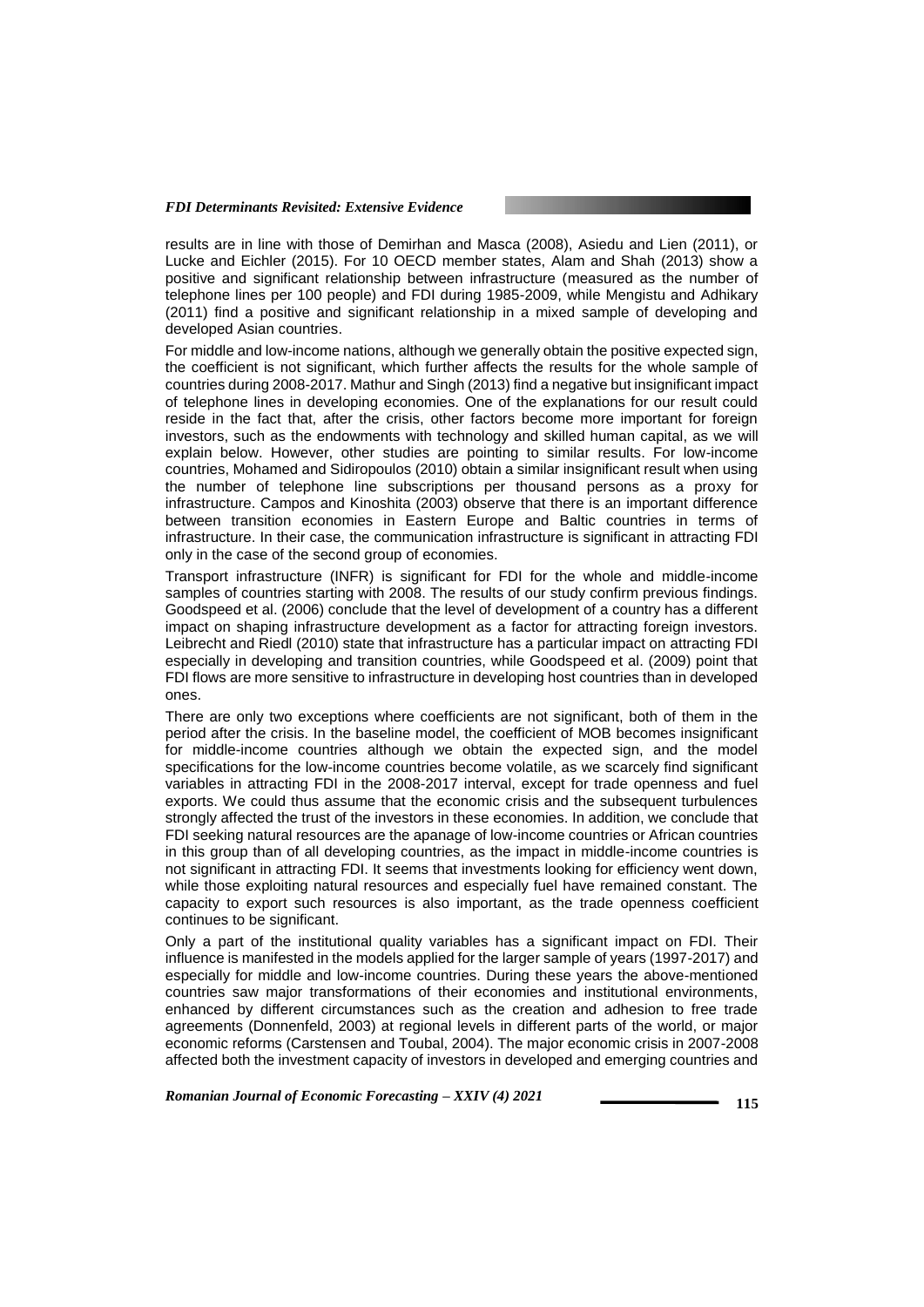results are in line with those of Demirhan and Masca (2008), Asiedu and Lien (2011), or Lucke and Eichler (2015). For 10 OECD member states, Alam and Shah (2013) show a positive and significant relationship between infrastructure (measured as the number of telephone lines per 100 people) and FDI during 1985-2009, while Mengistu and Adhikary (2011) find a positive and significant relationship in a mixed sample of developing and developed Asian countries.

For middle and low-income nations, although we generally obtain the positive expected sign, the coefficient is not significant, which further affects the results for the whole sample of countries during 2008-2017. Mathur and Singh (2013) find a negative but insignificant impact of telephone lines in developing economies. One of the explanations for our result could reside in the fact that, after the crisis, other factors become more important for foreign investors, such as the endowments with technology and skilled human capital, as we will explain below. However, other studies are pointing to similar results. For low-income countries, Mohamed and Sidiropoulos (2010) obtain a similar insignificant result when using the number of telephone line subscriptions per thousand persons as a proxy for infrastructure. Campos and Kinoshita (2003) observe that there is an important difference between transition economies in Eastern Europe and Baltic countries in terms of infrastructure. In their case, the communication infrastructure is significant in attracting FDI only in the case of the second group of economies.

Transport infrastructure (INFR) is significant for FDI for the whole and middle-income samples of countries starting with 2008. The results of our study confirm previous findings. Goodspeed et al. (2006) conclude that the level of development of a country has a different impact on shaping infrastructure development as a factor for attracting foreign investors. Leibrecht and Riedl (2010) state that infrastructure has a particular impact on attracting FDI especially in developing and transition countries, while Goodspeed et al. (2009) point that FDI flows are more sensitive to infrastructure in developing host countries than in developed ones.

There are only two exceptions where coefficients are not significant, both of them in the period after the crisis. In the baseline model, the coefficient of MOB becomes insignificant for middle-income countries although we obtain the expected sign, and the model specifications for the low-income countries become volatile, as we scarcely find significant variables in attracting FDI in the 2008-2017 interval, except for trade openness and fuel exports. We could thus assume that the economic crisis and the subsequent turbulences strongly affected the trust of the investors in these economies. In addition, we conclude that FDI seeking natural resources are the apanage of low-income countries or African countries in this group than of all developing countries, as the impact in middle-income countries is not significant in attracting FDI. It seems that investments looking for efficiency went down, while those exploiting natural resources and especially fuel have remained constant. The capacity to export such resources is also important, as the trade openness coefficient continues to be significant.

Only a part of the institutional quality variables has a significant impact on FDI. Their influence is manifested in the models applied for the larger sample of years (1997-2017) and especially for middle and low-income countries. During these years the above-mentioned countries saw major transformations of their economies and institutional environments, enhanced by different circumstances such as the creation and adhesion to free trade agreements (Donnenfeld, 2003) at regional levels in different parts of the world, or major economic reforms (Carstensen and Toubal, 2004). The major economic crisis in 2007-2008 affected both the investment capacity of investors in developed and emerging countries and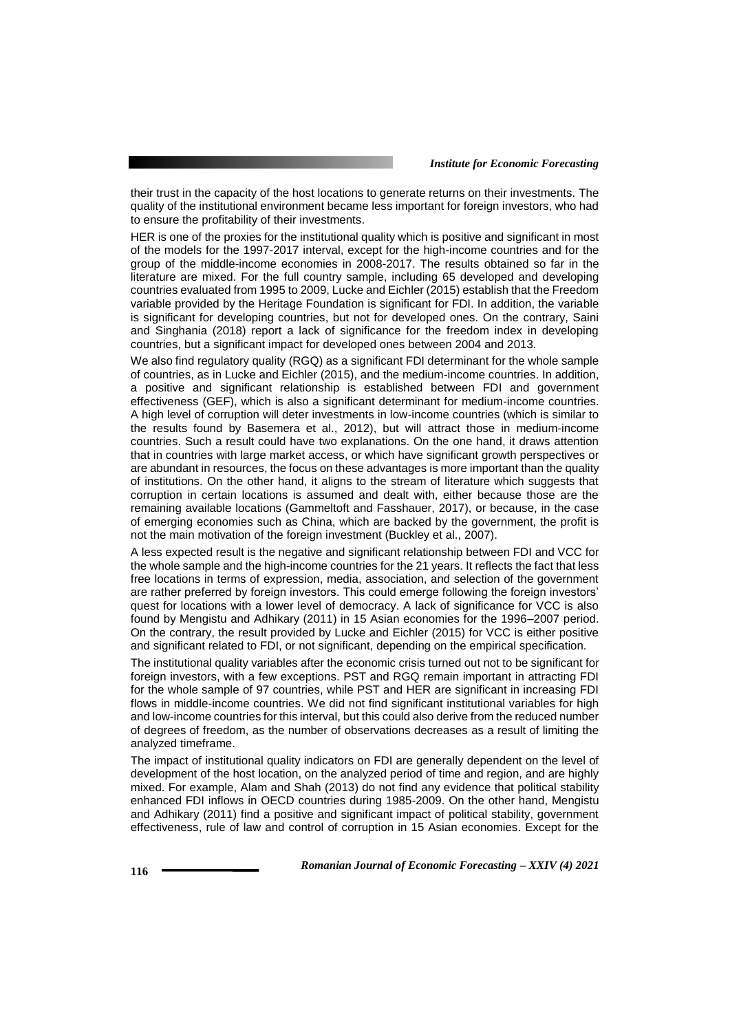their trust in the capacity of the host locations to generate returns on their investments. The quality of the institutional environment became less important for foreign investors, who had to ensure the profitability of their investments.

HER is one of the proxies for the institutional quality which is positive and significant in most of the models for the 1997-2017 interval, except for the high-income countries and for the group of the middle-income economies in 2008-2017. The results obtained so far in the literature are mixed. For the full country sample, including 65 developed and developing countries evaluated from 1995 to 2009, Lucke and Eichler (2015) establish that the Freedom variable provided by the Heritage Foundation is significant for FDI. In addition, the variable is significant for developing countries, but not for developed ones. On the contrary, Saini and Singhania (2018) report a lack of significance for the freedom index in developing countries, but a significant impact for developed ones between 2004 and 2013.

We also find regulatory quality (RGQ) as a significant FDI determinant for the whole sample of countries, as in Lucke and Eichler (2015), and the medium-income countries. In addition, a positive and significant relationship is established between FDI and government effectiveness (GEF), which is also a significant determinant for medium-income countries. A high level of corruption will deter investments in low-income countries (which is similar to the results found by Basemera et al., 2012), but will attract those in medium-income countries. Such a result could have two explanations. On the one hand, it draws attention that in countries with large market access, or which have significant growth perspectives or are abundant in resources, the focus on these advantages is more important than the quality of institutions. On the other hand, it aligns to the stream of literature which suggests that corruption in certain locations is assumed and dealt with, either because those are the remaining available locations (Gammeltoft and Fasshauer, 2017), or because, in the case of emerging economies such as China, which are backed by the government, the profit is not the main motivation of the foreign investment (Buckley et al., 2007).

A less expected result is the negative and significant relationship between FDI and VCC for the whole sample and the high-income countries for the 21 years. It reflects the fact that less free locations in terms of expression, media, association, and selection of the government are rather preferred by foreign investors. This could emerge following the foreign investors' quest for locations with a lower level of democracy. A lack of significance for VCC is also found by Mengistu and Adhikary (2011) in 15 Asian economies for the 1996–2007 period. On the contrary, the result provided by Lucke and Eichler (2015) for VCC is either positive and significant related to FDI, or not significant, depending on the empirical specification.

The institutional quality variables after the economic crisis turned out not to be significant for foreign investors, with a few exceptions. PST and RGQ remain important in attracting FDI for the whole sample of 97 countries, while PST and HER are significant in increasing FDI flows in middle-income countries. We did not find significant institutional variables for high and low-income countries for this interval, but this could also derive from the reduced number of degrees of freedom, as the number of observations decreases as a result of limiting the analyzed timeframe.

The impact of institutional quality indicators on FDI are generally dependent on the level of development of the host location, on the analyzed period of time and region, and are highly mixed. For example, Alam and Shah (2013) do not find any evidence that political stability enhanced FDI inflows in OECD countries during 1985-2009. On the other hand, Mengistu and Adhikary (2011) find a positive and significant impact of political stability, government effectiveness, rule of law and control of corruption in 15 Asian economies. Except for the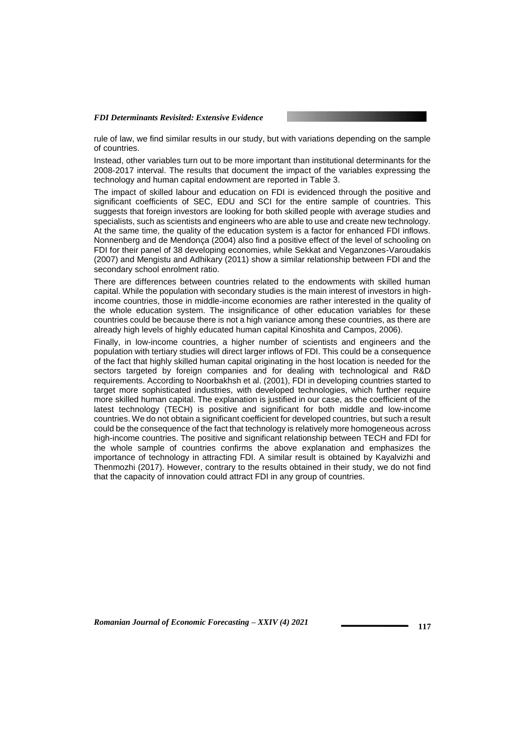rule of law, we find similar results in our study, but with variations depending on the sample of countries.

Instead, other variables turn out to be more important than institutional determinants for the 2008-2017 interval. The results that document the impact of the variables expressing the technology and human capital endowment are reported in Table 3.

The impact of skilled labour and education on FDI is evidenced through the positive and significant coefficients of SEC, EDU and SCI for the entire sample of countries. This suggests that foreign investors are looking for both skilled people with average studies and specialists, such as scientists and engineers who are able to use and create new technology. At the same time, the quality of the education system is a factor for enhanced FDI inflows. Nonnenberg and de Mendonça (2004) also find a positive effect of the level of schooling on FDI for their panel of 38 developing economies, while Sekkat and Veganzones-Varoudakis (2007) and Mengistu and Adhikary (2011) show a similar relationship between FDI and the secondary school enrolment ratio.

There are differences between countries related to the endowments with skilled human capital. While the population with secondary studies is the main interest of investors in high-income countries, those in middle-income economies are rather interested in the quality of the whole education system. The insignificance of other education variables for these countries could be because there is not a high variance among these countries, as there are already high levels of highly educated human capital Kinoshita and Campos, 2006).

Finally, in low-income countries, a higher number of scientists and engineers and the population with tertiary studies will direct larger inflows of FDI. This could be a consequence of the fact that highly skilled human capital originating in the host location is needed for the sectors targeted by foreign companies and for dealing with technological and R&D requirements. According to Noorbakhsh et al. (2001), FDI in developing countries started to target more sophisticated industries, with developed technologies, which further require more skilled human capital. The explanation is justified in our case, as the coefficient of the latest technology (TECH) is positive and significant for both middle and low-income countries. We do not obtain a significant coefficient for developed countries, but such a result could be the consequence of the fact that technology is relatively more homogeneous across high-income countries. The positive and significant relationship between TECH and FDI for the whole sample of countries confirms the above explanation and emphasizes the importance of technology in attracting FDI. A similar result is obtained by Kayalvizhi and Thenmozhi (2017). However, contrary to the results obtained in their study, we do not find that the capacity of innovation could attract FDI in any group of countries.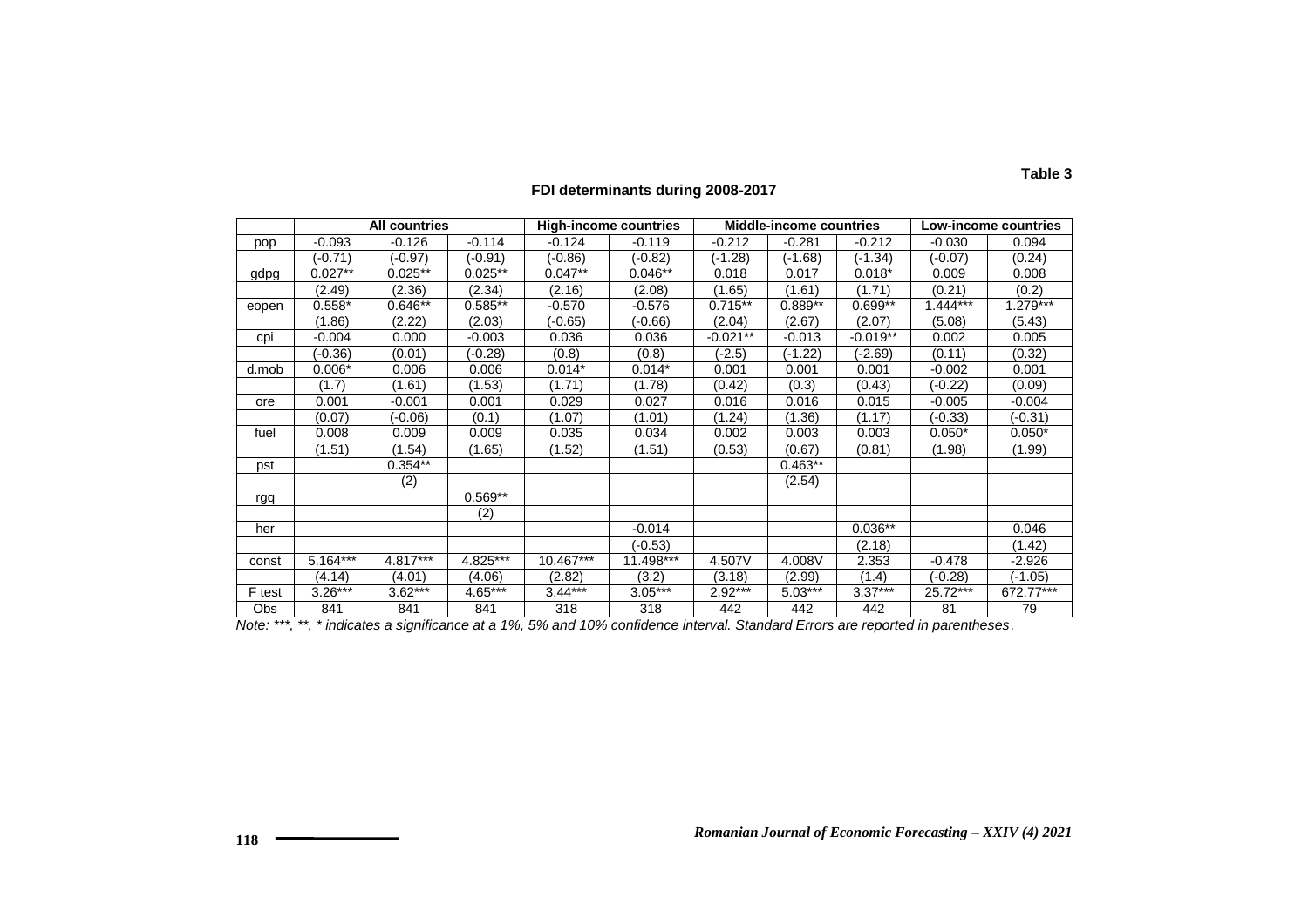**Table 3**

**FDI determinants during 2008-2017**

| | All countries | | | High-income countries | | Middle-income countries | | | Low-income countries | |
|---|---|---|---|---|---|---|---|---|---|---|
| pop | -0.093 | -0.126 | -0.114 | -0.124 | -0.119 | -0.212 | -0.281 | -0.212 | -0.030 | 0.094 |
| | (-0.71) | (-0.97) | (-0.91) | (-0.86) | (-0.82) | (-1.28) | (-1.68) | (-1.34) | (-0.07) | (0.24) |
| gdpg | 0.027** | 0.025** | 0.025** | 0.047** | 0.046** | 0.018 | 0.017 | 0.018* | 0.009 | 0.008 |
| | (2.49) | (2.36) | (2.34) | (2.16) | (2.08) | (1.65) | (1.61) | (1.71) | (0.21) | (0.2) |
| eopen | 0.558* | 0.646** | 0.585** | -0.570 | -0.576 | 0.715** | 0.889** | 0.699** | 1.444*** | 1.279*** |
| | (1.86) | (2.22) | (2.03) | (-0.65) | (-0.66) | (2.04) | (2.67) | (2.07) | (5.08) | (5.43) |
| cpi | -0.004 | 0.000 | -0.003 | 0.036 | 0.036 | -0.021** | -0.013 | -0.019** | 0.002 | 0.005 |
| | (-0.36) | (0.01) | (-0.28) | (0.8) | (0.8) | (-2.5) | (-1.22) | (-2.69) | (0.11) | (0.32) |
| d.mob | 0.006* | 0.006 | 0.006 | 0.014* | 0.014* | 0.001 | 0.001 | 0.001 | -0.002 | 0.001 |
| | (1.7) | (1.61) | (1.53) | (1.71) | (1.78) | (0.42) | (0.3) | (0.43) | (-0.22) | (0.09) |
| ore | 0.001 | -0.001 | 0.001 | 0.029 | 0.027 | 0.016 | 0.016 | 0.015 | -0.005 | -0.004 |
| | (0.07) | (-0.06) | (0.1) | (1.07) | (1.01) | (1.24) | (1.36) | (1.17) | (-0.33) | (-0.31) |
| fuel | 0.008 | 0.009 | 0.009 | 0.035 | 0.034 | 0.002 | 0.003 | 0.003 | 0.050* | 0.050* |
| | (1.51) | (1.54) | (1.65) | (1.52) | (1.51) | (0.53) | (0.67) | (0.81) | (1.98) | (1.99) |
| pst | | 0.354** | | | | | 0.463** | | | |
| | | (2) | | | | | (2.54) | | | |
| rgq | | | 0.569** | | | | | | | |
| | | | (2) | | | | | | | |
| her | | | | | -0.014 | | | 0.036** | | 0.046 |
| | | | | | (-0.53) | | | (2.18) | | (1.42) |
| const | 5.164*** | 4.817*** | 4.825*** | 10.467*** | 11.498*** | 4.507V | 4.008V | 2.353 | -0.478 | -2.926 |
| | (4.14) | (4.01) | (4.06) | (2.82) | (3.2) | (3.18) | (2.99) | (1.4) | (-0.28) | (-1.05) |
| F test | 3.26*** | 3.62*** | 4.65*** | 3.44*** | 3.05*** | 2.92*** | 5.03*** | 3.37*** | 25.72*** | 672.77*** |
| Obs | 841 | 841 | 841 | 318 | 318 | 442 | 442 | 442 | 81 | 79 |

*Note: ***, **, * indicates a significance at a 1%, 5% and 10% confidence interval. Standard Errors are reported in parentheses.*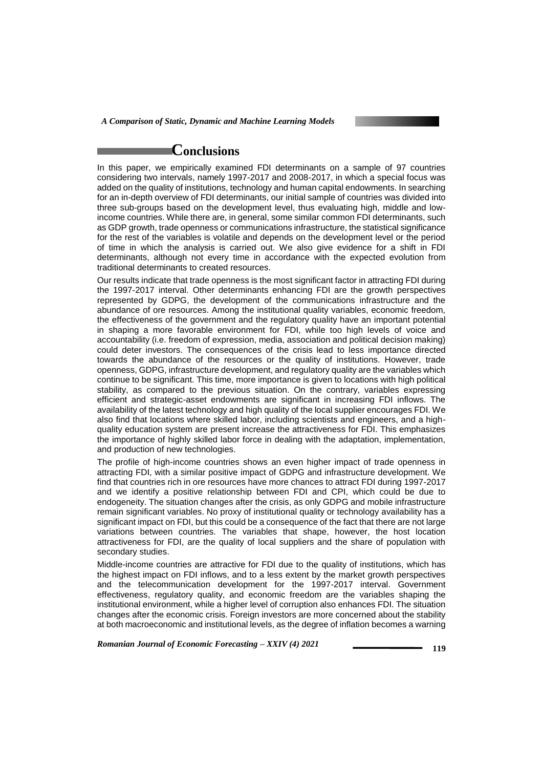# Conclusions

In this paper, we empirically examined FDI determinants on a sample of 97 countries considering two intervals, namely 1997-2017 and 2008-2017, in which a special focus was added on the quality of institutions, technology and human capital endowments. In searching for an in-depth overview of FDI determinants, our initial sample of countries was divided into three sub-groups based on the development level, thus evaluating high, middle and low-income countries. While there are, in general, some similar common FDI determinants, such as GDP growth, trade openness or communications infrastructure, the statistical significance for the rest of the variables is volatile and depends on the development level or the period of time in which the analysis is carried out. We also give evidence for a shift in FDI determinants, although not every time in accordance with the expected evolution from traditional determinants to created resources.

Our results indicate that trade openness is the most significant factor in attracting FDI during the 1997-2017 interval. Other determinants enhancing FDI are the growth perspectives represented by GDPG, the development of the communications infrastructure and the abundance of ore resources. Among the institutional quality variables, economic freedom, the effectiveness of the government and the regulatory quality have an important potential in shaping a more favorable environment for FDI, while too high levels of voice and accountability (i.e. freedom of expression, media, association and political decision making) could deter investors. The consequences of the crisis lead to less importance directed towards the abundance of the resources or the quality of institutions. However, trade openness, GDPG, infrastructure development, and regulatory quality are the variables which continue to be significant. This time, more importance is given to locations with high political stability, as compared to the previous situation. On the contrary, variables expressing efficient and strategic-asset endowments are significant in increasing FDI inflows. The availability of the latest technology and high quality of the local supplier encourages FDI. We also find that locations where skilled labor, including scientists and engineers, and a high-quality education system are present increase the attractiveness for FDI. This emphasizes the importance of highly skilled labor force in dealing with the adaptation, implementation, and production of new technologies.

The profile of high-income countries shows an even higher impact of trade openness in attracting FDI, with a similar positive impact of GDPG and infrastructure development. We find that countries rich in ore resources have more chances to attract FDI during 1997-2017 and we identify a positive relationship between FDI and CPI, which could be due to endogeneity. The situation changes after the crisis, as only GDPG and mobile infrastructure remain significant variables. No proxy of institutional quality or technology availability has a significant impact on FDI, but this could be a consequence of the fact that there are not large variations between countries. The variables that shape, however, the host location attractiveness for FDI, are the quality of local suppliers and the share of population with secondary studies.

Middle-income countries are attractive for FDI due to the quality of institutions, which has the highest impact on FDI inflows, and to a less extent by the market growth perspectives and the telecommunication development for the 1997-2017 interval. Government effectiveness, regulatory quality, and economic freedom are the variables shaping the institutional environment, while a higher level of corruption also enhances FDI. The situation changes after the economic crisis. Foreign investors are more concerned about the stability at both macroeconomic and institutional levels, as the degree of inflation becomes a warning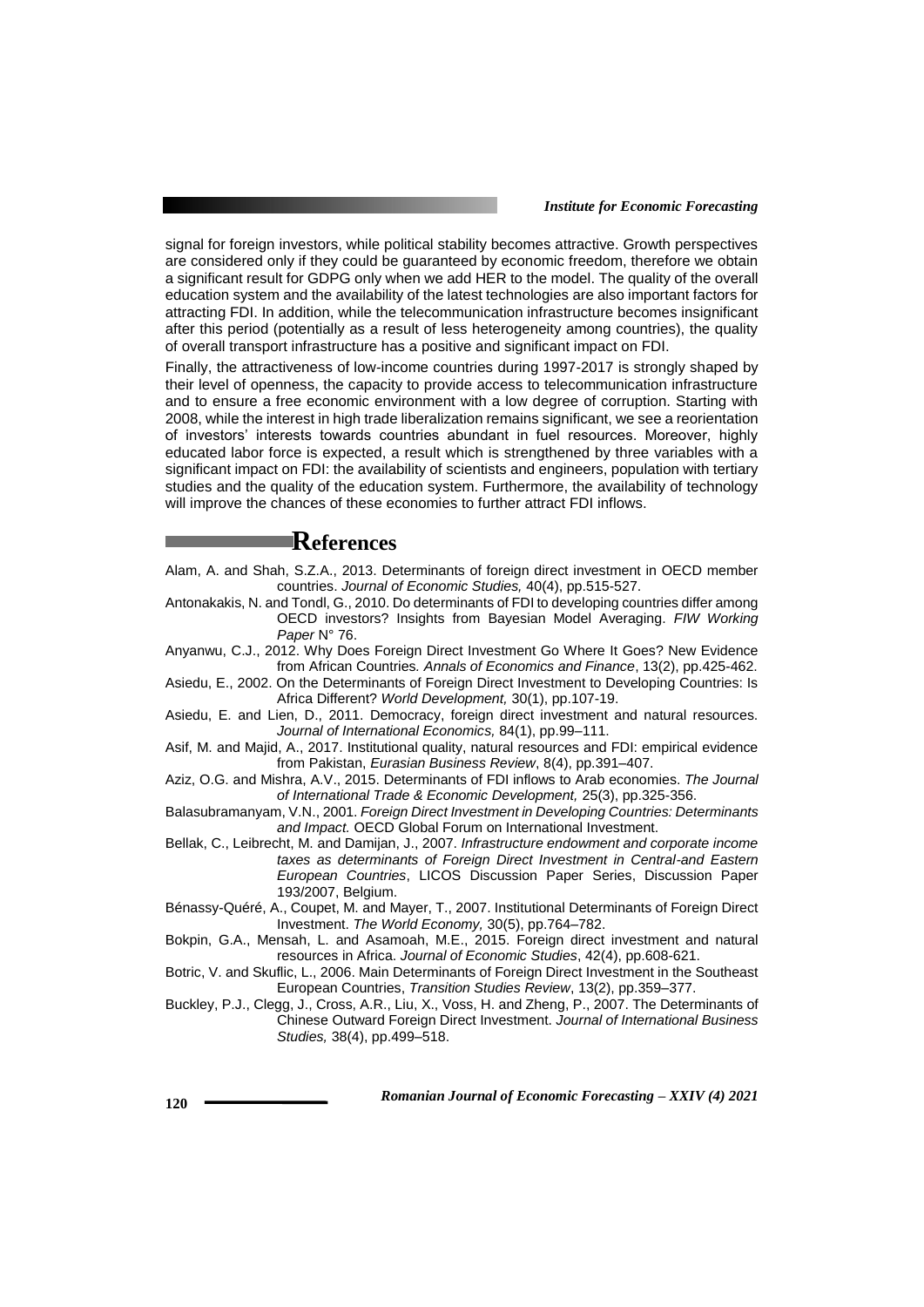signal for foreign investors, while political stability becomes attractive. Growth perspectives are considered only if they could be guaranteed by economic freedom, therefore we obtain a significant result for GDPG only when we add HER to the model. The quality of the overall education system and the availability of the latest technologies are also important factors for attracting FDI. In addition, while the telecommunication infrastructure becomes insignificant after this period (potentially as a result of less heterogeneity among countries), the quality of overall transport infrastructure has a positive and significant impact on FDI.

Finally, the attractiveness of low-income countries during 1997-2017 is strongly shaped by their level of openness, the capacity to provide access to telecommunication infrastructure and to ensure a free economic environment with a low degree of corruption. Starting with 2008, while the interest in high trade liberalization remains significant, we see a reorientation of investors' interests towards countries abundant in fuel resources. Moreover, highly educated labor force is expected, a result which is strengthened by three variables with a significant impact on FDI: the availability of scientists and engineers, population with tertiary studies and the quality of the education system. Furthermore, the availability of technology will improve the chances of these economies to further attract FDI inflows.

# References

Alam, A. and Shah, S.Z.A., 2013. Determinants of foreign direct investment in OECD member countries. *Journal of Economic Studies,* 40(4), pp.515-527.

Antonakakis, N. and Tondl, G., 2010. Do determinants of FDI to developing countries differ among OECD investors? Insights from Bayesian Model Averaging. *FIW Working Paper* N° 76.

Anyanwu, C.J., 2012. Why Does Foreign Direct Investment Go Where It Goes? New Evidence from African Countries. *Annals of Economics and Finance*, 13(2), pp.425-462.

Asiedu, E., 2002. On the Determinants of Foreign Direct Investment to Developing Countries: Is Africa Different? *World Development,* 30(1), pp.107-19.

Asiedu, E. and Lien, D., 2011. Democracy, foreign direct investment and natural resources. *Journal of International Economics,* 84(1), pp.99–111.

Asif, M. and Majid, A., 2017. Institutional quality, natural resources and FDI: empirical evidence from Pakistan, *Eurasian Business Review*, 8(4), pp.391–407.

Aziz, O.G. and Mishra, A.V., 2015. Determinants of FDI inflows to Arab economies. *The Journal of International Trade & Economic Development,* 25(3), pp.325-356.

Balasubramanyam, V.N., 2001. *Foreign Direct Investment in Developing Countries: Determinants and Impact.* OECD Global Forum on International Investment.

Bellak, C., Leibrecht, M. and Damijan, J., 2007. *Infrastructure endowment and corporate income taxes as determinants of Foreign Direct Investment in Central-and Eastern European Countries*, LICOS Discussion Paper Series, Discussion Paper 193/2007, Belgium.

Bénassy-Quéré, A., Coupet, M. and Mayer, T., 2007. Institutional Determinants of Foreign Direct Investment. *The World Economy,* 30(5), pp.764–782.

Bokpin, G.A., Mensah, L. and Asamoah, M.E., 2015. Foreign direct investment and natural resources in Africa. *Journal of Economic Studies*, 42(4), pp.608-621.

Botric, V. and Skuflic, L., 2006. Main Determinants of Foreign Direct Investment in the Southeast European Countries, *Transition Studies Review*, 13(2), pp.359–377.

Buckley, P.J., Clegg, J., Cross, A.R., Liu, X., Voss, H. and Zheng, P., 2007. The Determinants of Chinese Outward Foreign Direct Investment. *Journal of International Business Studies,* 38(4), pp.499–518.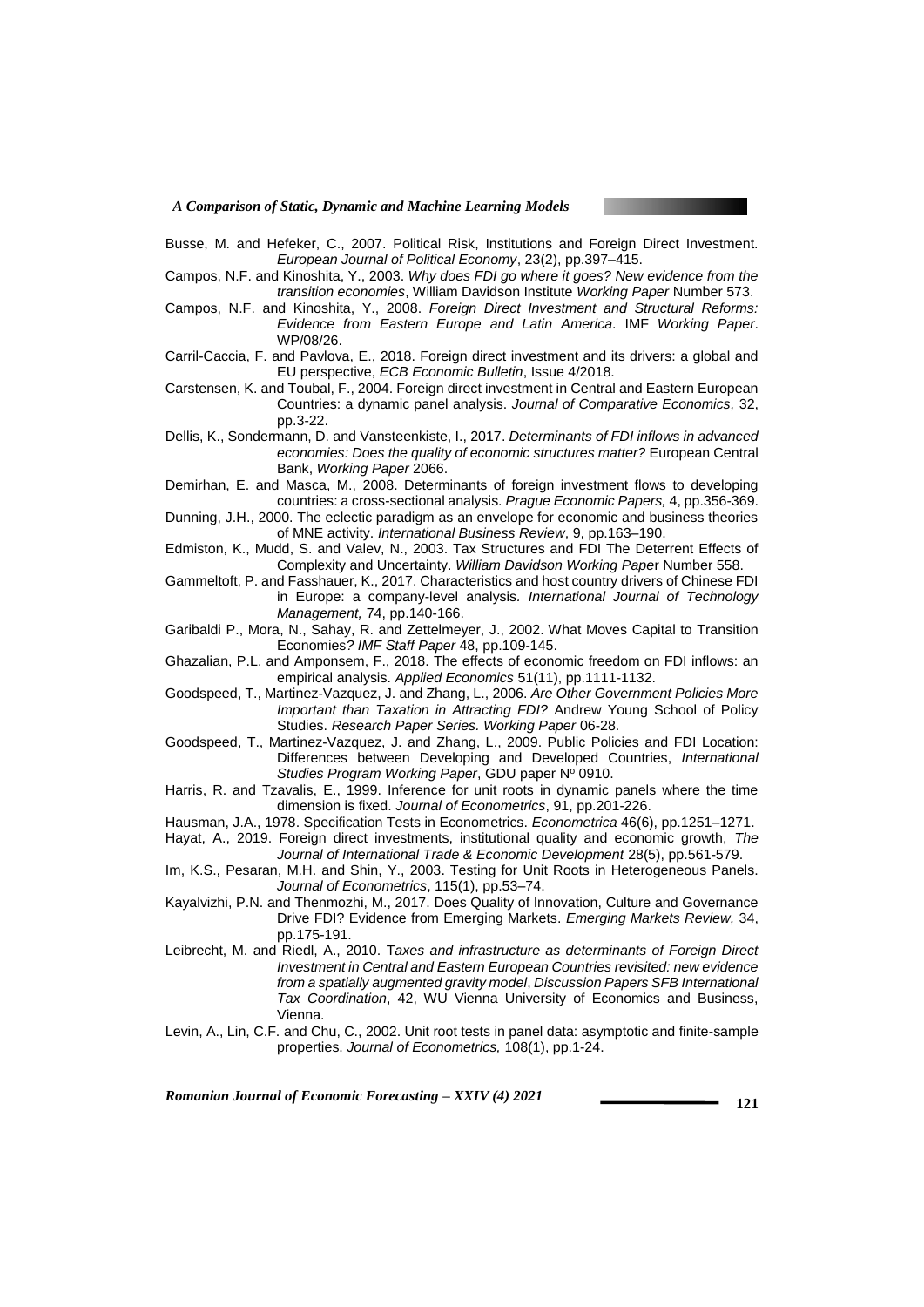Busse, M. and Hefeker, C., 2007. Political Risk, Institutions and Foreign Direct Investment. *European Journal of Political Economy*, 23(2), pp.397–415.

Campos, N.F. and Kinoshita, Y., 2003. *Why does FDI go where it goes? New evidence from the transition economies*, William Davidson Institute *Working Paper* Number 573.

Campos, N.F. and Kinoshita, Y., 2008. *Foreign Direct Investment and Structural Reforms: Evidence from Eastern Europe and Latin America*. IMF *Working Paper*. WP/08/26.

Carril-Caccia, F. and Pavlova, E., 2018. Foreign direct investment and its drivers: a global and EU perspective, *ECB Economic Bulletin*, Issue 4/2018.

Carstensen, K. and Toubal, F., 2004. Foreign direct investment in Central and Eastern European Countries: a dynamic panel analysis. *Journal of Comparative Economics,* 32, pp.3-22.

Dellis, K., Sondermann, D. and Vansteenkiste, I., 2017. *Determinants of FDI inflows in advanced economies: Does the quality of economic structures matter?* European Central Bank, *Working Paper* 2066.

Demirhan, E. and Masca, M., 2008. Determinants of foreign investment flows to developing countries: a cross-sectional analysis. *Prague Economic Papers,* 4, pp.356-369.

Dunning, J.H., 2000. The eclectic paradigm as an envelope for economic and business theories of MNE activity. *International Business Review*, 9, pp.163–190.

Edmiston, K., Mudd, S. and Valev, N., 2003. Tax Structures and FDI The Deterrent Effects of Complexity and Uncertainty. *William Davidson Working Pape*r Number 558.

Gammeltoft, P. and Fasshauer, K., 2017. Characteristics and host country drivers of Chinese FDI in Europe: a company-level analysis. *International Journal of Technology Management,* 74, pp.140-166.

Garibaldi P., Mora, N., Sahay, R. and Zettelmeyer, J., 2002. What Moves Capital to Transition Economies*? IMF Staff Paper* 48, pp.109-145.

Ghazalian, P.L. and Amponsem, F., 2018. The effects of economic freedom on FDI inflows: an empirical analysis. *Applied Economics* 51(11), pp.1111-1132.

Goodspeed, T., Martinez-Vazquez, J. and Zhang, L., 2006. *Are Other Government Policies More Important than Taxation in Attracting FDI?* Andrew Young School of Policy Studies. *Research Paper Series. Working Paper* 06-28.

Goodspeed, T., Martinez-Vazquez, J. and Zhang, L., 2009. Public Policies and FDI Location: Differences between Developing and Developed Countries, *International Studies Program Working Paper*, GDU paper Nº 0910.

Harris, R. and Tzavalis, E., 1999. Inference for unit roots in dynamic panels where the time dimension is fixed. *Journal of Econometrics*, 91, pp.201-226.

Hausman, J.A., 1978. Specification Tests in Econometrics. *Econometrica* 46(6), pp.1251–1271.

Hayat, A., 2019. Foreign direct investments, institutional quality and economic growth, *The Journal of International Trade & Economic Development* 28(5), pp.561-579.

Im, K.S., Pesaran, M.H. and Shin, Y., 2003. Testing for Unit Roots in Heterogeneous Panels. *Journal of Econometrics*, 115(1), pp.53–74.

Kayalvizhi, P.N. and Thenmozhi, M., 2017. Does Quality of Innovation, Culture and Governance Drive FDI? Evidence from Emerging Markets. *Emerging Markets Review,* 34, pp.175-191.

Leibrecht, M. and Riedl, A., 2010. T*axes and infrastructure as determinants of Foreign Direct Investment in Central and Eastern European Countries revisited: new evidence from a spatially augmented gravity model*, *Discussion Papers SFB International Tax Coordination*, 42, WU Vienna University of Economics and Business, Vienna.

Levin, A., Lin, C.F. and Chu, C., 2002. Unit root tests in panel data: asymptotic and finite-sample properties. *Journal of Econometrics,* 108(1), pp.1-24.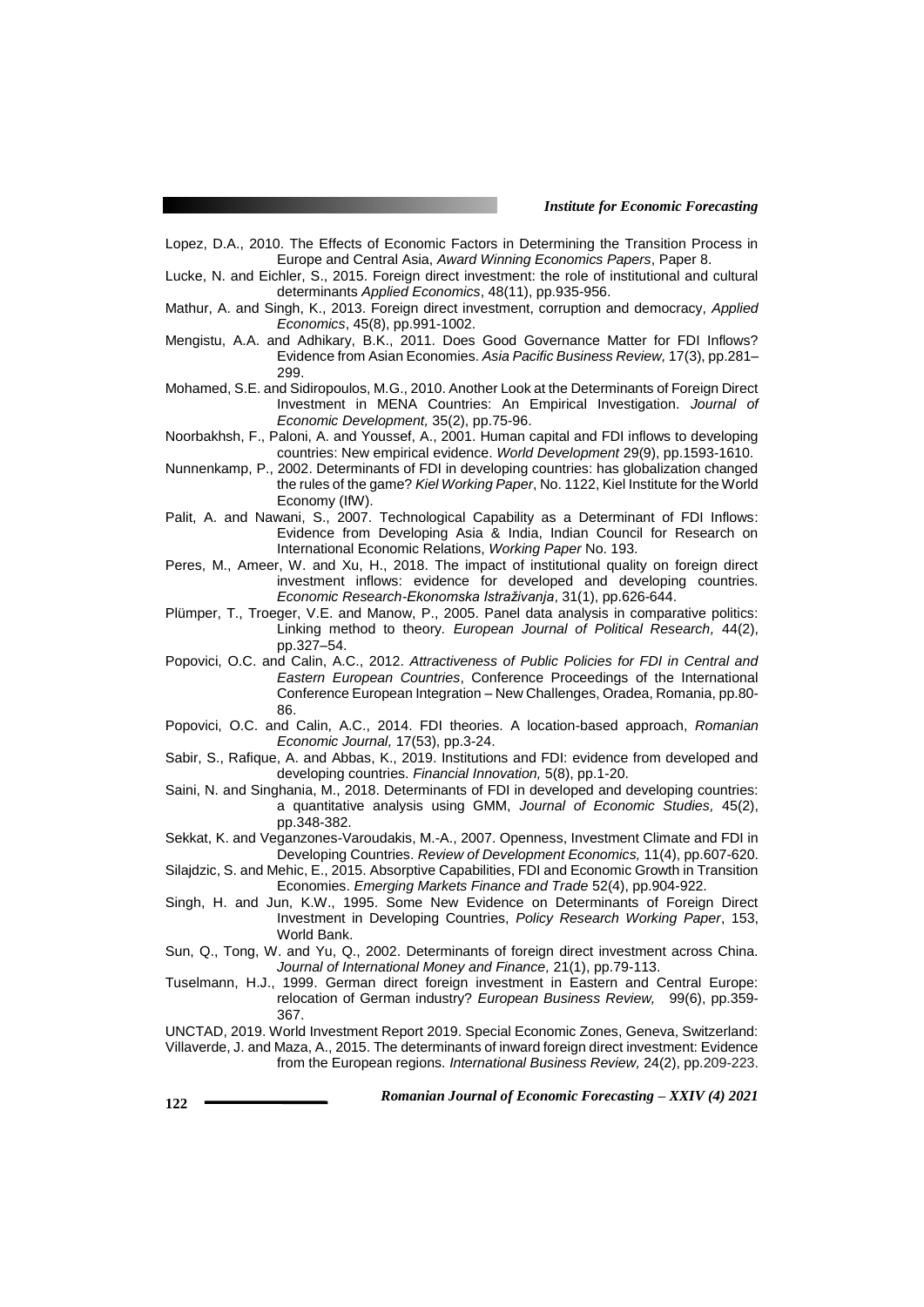Lopez, D.A., 2010. The Effects of Economic Factors in Determining the Transition Process in Europe and Central Asia, *Award Winning Economics Papers*, Paper 8.

Lucke, N. and Eichler, S., 2015. Foreign direct investment: the role of institutional and cultural determinants *Applied Economics*, 48(11), pp.935-956.

Mathur, A. and Singh, K., 2013. Foreign direct investment, corruption and democracy, *Applied Economics*, 45(8), pp.991-1002.

Mengistu, A.A. and Adhikary, B.K., 2011. Does Good Governance Matter for FDI Inflows? Evidence from Asian Economies. *Asia Pacific Business Review,* 17(3), pp.281–299.

Mohamed, S.E. and Sidiropoulos, M.G., 2010. Another Look at the Determinants of Foreign Direct Investment in MENA Countries: An Empirical Investigation. *Journal of Economic Development,* 35(2), pp.75-96.

Noorbakhsh, F., Paloni, A. and Youssef, A., 2001. Human capital and FDI inflows to developing countries: New empirical evidence. *World Development* 29(9), pp.1593-1610.

Nunnenkamp, P., 2002. Determinants of FDI in developing countries: has globalization changed the rules of the game? *Kiel Working Paper*, No. 1122, Kiel Institute for the World Economy (IfW).

Palit, A. and Nawani, S., 2007. Technological Capability as a Determinant of FDI Inflows: Evidence from Developing Asia & India, Indian Council for Research on International Economic Relations, *Working Paper* No. 193.

Peres, M., Ameer, W. and Xu, H., 2018. The impact of institutional quality on foreign direct investment inflows: evidence for developed and developing countries. *Economic Research-Ekonomska Istraživanja*, 31(1), pp.626-644.

Plümper, T., Troeger, V.E. and Manow, P., 2005. Panel data analysis in comparative politics: Linking method to theory. *European Journal of Political Research,* 44(2), pp.327–54.

Popovici, O.C. and Calin, A.C., 2012. *Attractiveness of Public Policies for FDI in Central and Eastern European Countries*, Conference Proceedings of the International Conference European Integration – New Challenges, Oradea, Romania, pp.80-86.

Popovici, O.C. and Calin, A.C., 2014. FDI theories. A location-based approach, *Romanian Economic Journal,* 17(53), pp.3-24.

Sabir, S., Rafique, A. and Abbas, K., 2019. Institutions and FDI: evidence from developed and developing countries. *Financial Innovation,* 5(8), pp.1-20.

Saini, N. and Singhania, M., 2018. Determinants of FDI in developed and developing countries: a quantitative analysis using GMM, *Journal of Economic Studies,* 45(2), pp.348-382.

Sekkat, K. and Veganzones-Varoudakis, M.-A., 2007. Openness, Investment Climate and FDI in Developing Countries. *Review of Development Economics,* 11(4), pp.607-620.

Silajdzic, S. and Mehic, E., 2015. Absorptive Capabilities, FDI and Economic Growth in Transition Economies. *Emerging Markets Finance and Trade* 52(4), pp.904-922.

Singh, H. and Jun, K.W., 1995. Some New Evidence on Determinants of Foreign Direct Investment in Developing Countries, *Policy Research Working Paper*, 153, World Bank.

Sun, Q., Tong, W. and Yu, Q., 2002. Determinants of foreign direct investment across China. *Journal of International Money and Finance,* 21(1), pp.79-113.

Tuselmann, H.J., 1999. German direct foreign investment in Eastern and Central Europe: relocation of German industry? *European Business Review,* 99(6), pp.359-367.

UNCTAD, 2019. World Investment Report 2019. Special Economic Zones, Geneva, Switzerland:

Villaverde, J. and Maza, A., 2015. The determinants of inward foreign direct investment: Evidence from the European regions. *International Business Review,* 24(2), pp.209-223.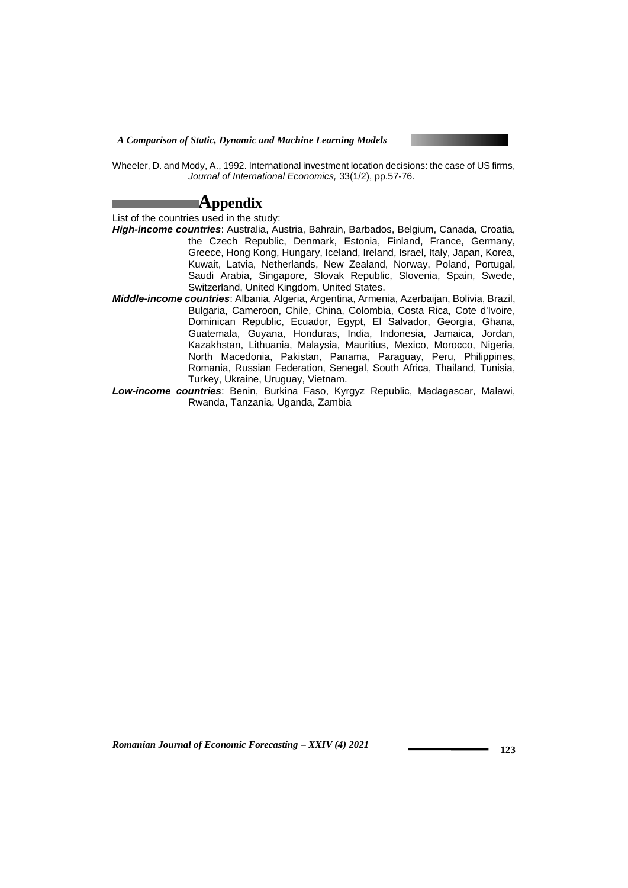Wheeler, D. and Mody, A., 1992. International investment location decisions: the case of US firms, *Journal of International Economics,* 33(1/2), pp.57-76.

# Appendix

List of the countries used in the study:

***High-income countries***: Australia, Austria, Bahrain, Barbados, Belgium, Canada, Croatia, the Czech Republic, Denmark, Estonia, Finland, France, Germany, Greece, Hong Kong, Hungary, Iceland, Ireland, Israel, Italy, Japan, Korea, Kuwait, Latvia, Netherlands, New Zealand, Norway, Poland, Portugal, Saudi Arabia, Singapore, Slovak Republic, Slovenia, Spain, Swede, Switzerland, United Kingdom, United States.

***Middle-income countries***: Albania, Algeria, Argentina, Armenia, Azerbaijan, Bolivia, Brazil, Bulgaria, Cameroon, Chile, China, Colombia, Costa Rica, Cote d'Ivoire, Dominican Republic, Ecuador, Egypt, El Salvador, Georgia, Ghana, Guatemala, Guyana, Honduras, India, Indonesia, Jamaica, Jordan, Kazakhstan, Lithuania, Malaysia, Mauritius, Mexico, Morocco, Nigeria, North Macedonia, Pakistan, Panama, Paraguay, Peru, Philippines, Romania, Russian Federation, Senegal, South Africa, Thailand, Tunisia, Turkey, Ukraine, Uruguay, Vietnam.

***Low-income countries***: Benin, Burkina Faso, Kyrgyz Republic, Madagascar, Malawi, Rwanda, Tanzania, Uganda, Zambia